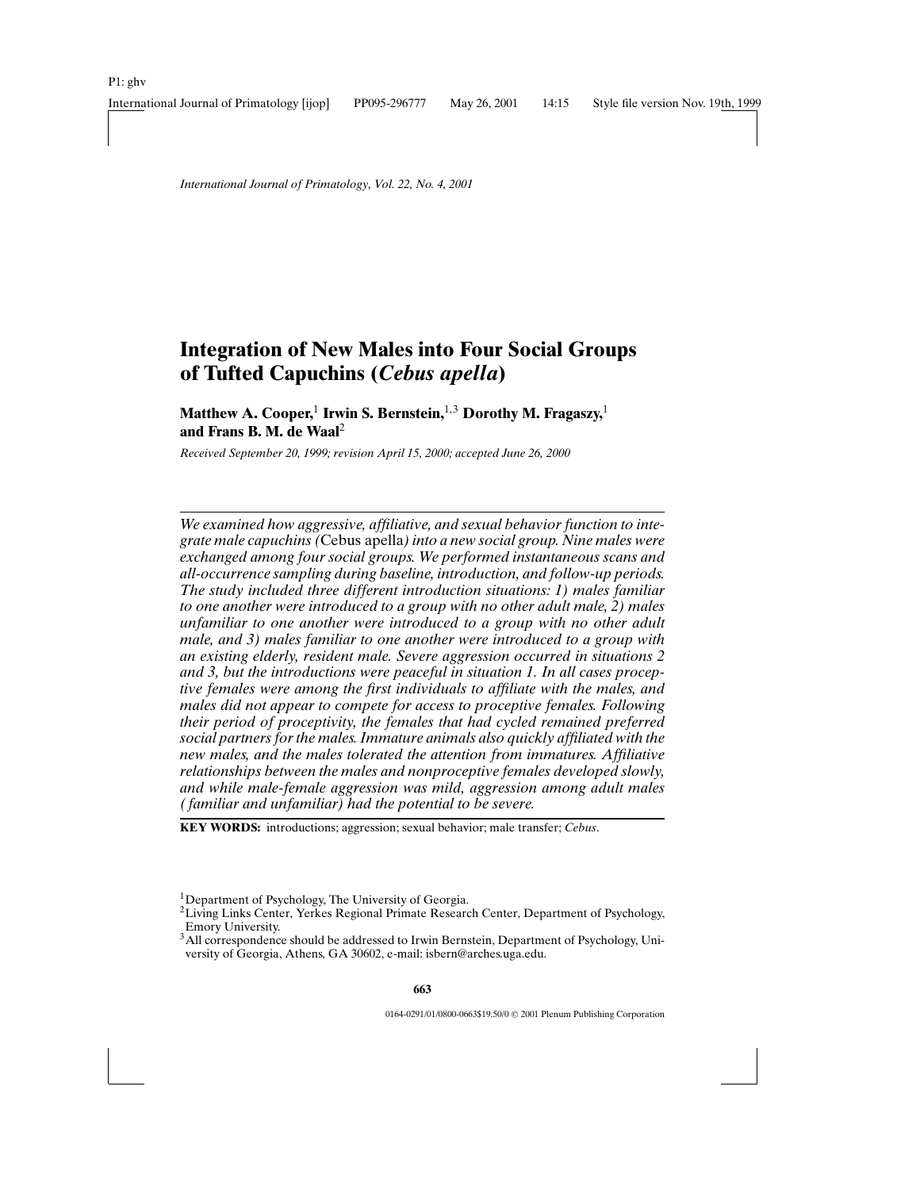# Integration of New Males into Four Social Groups of Tufted Capuchins (*Cebus apella*)

**Matthew A. Cooper,[1] Irwin S. Bernstein,[1,3] Dorothy M. Fragaszy,[1] and Frans B. M. de Waal[2]**

*Received September 20, 1999; revision April 15, 2000; accepted June 26, 2000*

---

*We examined how aggressive, affiliative, and sexual behavior function to integrate male capuchins (*Cebus apella*) into a new social group. Nine males were exchanged among four social groups. We performed instantaneous scans and all-occurrence sampling during baseline, introduction, and follow-up periods. The study included three different introduction situations: 1) males familiar to one another were introduced to a group with no other adult male, 2) males unfamiliar to one another were introduced to a group with no other adult male, and 3) males familiar to one another were introduced to a group with an existing elderly, resident male. Severe aggression occurred in situations 2 and 3, but the introductions were peaceful in situation 1. In all cases proceptive females were among the first individuals to affiliate with the males, and males did not appear to compete for access to proceptive females. Following their period of proceptivity, the females that had cycled remained preferred social partners for the males. Immature animals also quickly affiliated with the new males, and the males tolerated the attention from immatures. Affiliative relationships between the males and nonproceptive females developed slowly, and while male-female aggression was mild, aggression among adult males (familiar and unfamiliar) had the potential to be severe.*

---

**KEY WORDS:** introductions; aggression; sexual behavior; male transfer; *Cebus*.

[1] Department of Psychology, The University of Georgia.

[2] Living Links Center, Yerkes Regional Primate Research Center, Department of Psychology, Emory University.

[3] All correspondence should be addressed to Irwin Bernstein, Department of Psychology, University of Georgia, Athens, GA 30602, e-mail: isbern@arches.uga.edu.

0164-0291/01/0800-0663$19.50/0 © 2001 Plenum Publishing Corporation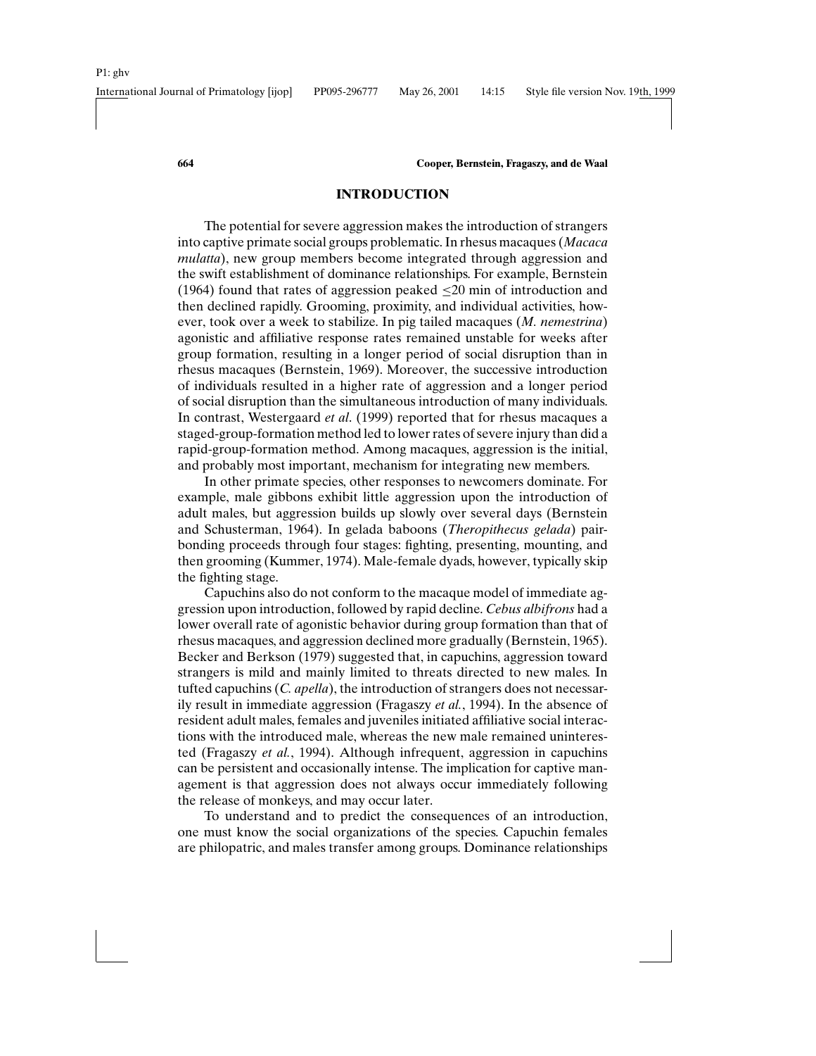## INTRODUCTION

The potential for severe aggression makes the introduction of strangers into captive primate social groups problematic. In rhesus macaques (*Macaca mulatta*), new group members become integrated through aggression and the swift establishment of dominance relationships. For example, Bernstein (1964) found that rates of aggression peaked $\leq$20 min of introduction and then declined rapidly. Grooming, proximity, and individual activities, however, took over a week to stabilize. In pig tailed macaques (*M. nemestrina*) agonistic and affiliative response rates remained unstable for weeks after group formation, resulting in a longer period of social disruption than in rhesus macaques (Bernstein, 1969). Moreover, the successive introduction of individuals resulted in a higher rate of aggression and a longer period of social disruption than the simultaneous introduction of many individuals. In contrast, Westergaard *et al*. (1999) reported that for rhesus macaques a staged-group-formation method led to lower rates of severe injury than did a rapid-group-formation method. Among macaques, aggression is the initial, and probably most important, mechanism for integrating new members.

In other primate species, other responses to newcomers dominate. For example, male gibbons exhibit little aggression upon the introduction of adult males, but aggression builds up slowly over several days (Bernstein and Schusterman, 1964). In gelada baboons (*Theropithecus gelada*) pair-bonding proceeds through four stages: fighting, presenting, mounting, and then grooming (Kummer, 1974). Male-female dyads, however, typically skip the fighting stage.

Capuchins also do not conform to the macaque model of immediate aggression upon introduction, followed by rapid decline. *Cebus albifrons* had a lower overall rate of agonistic behavior during group formation than that of rhesus macaques, and aggression declined more gradually (Bernstein, 1965). Becker and Berkson (1979) suggested that, in capuchins, aggression toward strangers is mild and mainly limited to threats directed to new males. In tufted capuchins (*C. apella*), the introduction of strangers does not necessarily result in immediate aggression (Fragaszy *et al.*, 1994). In the absence of resident adult males, females and juveniles initiated affiliative social interactions with the introduced male, whereas the new male remained uninterested (Fragaszy *et al.*, 1994). Although infrequent, aggression in capuchins can be persistent and occasionally intense. The implication for captive management is that aggression does not always occur immediately following the release of monkeys, and may occur later.

To understand and to predict the consequences of an introduction, one must know the social organizations of the species. Capuchin females are philopatric, and males transfer among groups. Dominance relationships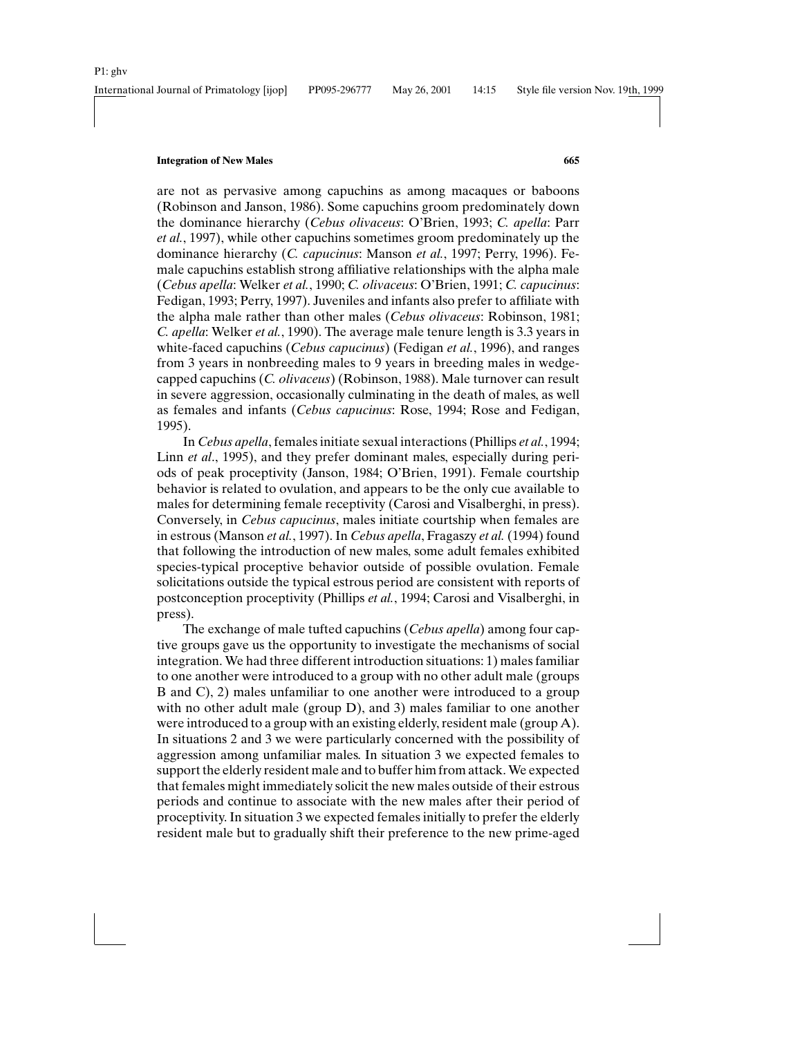are not as pervasive among capuchins as among macaques or baboons (Robinson and Janson, 1986). Some capuchins groom predominately down the dominance hierarchy (*Cebus olivaceus*: O'Brien, 1993; *C. apella*: Parr *et al.*, 1997), while other capuchins sometimes groom predominately up the dominance hierarchy (*C. capucinus*: Manson *et al.*, 1997; Perry, 1996). Female capuchins establish strong affiliative relationships with the alpha male (*Cebus apella*: Welker *et al.*, 1990; *C. olivaceus*: O'Brien, 1991; *C. capucinus*: Fedigan, 1993; Perry, 1997). Juveniles and infants also prefer to affiliate with the alpha male rather than other males (*Cebus olivaceus*: Robinson, 1981; *C. apella*: Welker *et al.*, 1990). The average male tenure length is 3.3 years in white-faced capuchins (*Cebus capucinus*) (Fedigan *et al.*, 1996), and ranges from 3 years in nonbreeding males to 9 years in breeding males in wedge-capped capuchins (*C. olivaceus*) (Robinson, 1988). Male turnover can result in severe aggression, occasionally culminating in the death of males, as well as females and infants (*Cebus capucinus*: Rose, 1994; Rose and Fedigan, 1995).

In *Cebus apella*, females initiate sexual interactions (Phillips *et al.*, 1994; Linn *et al*., 1995), and they prefer dominant males, especially during periods of peak proceptivity (Janson, 1984; O'Brien, 1991). Female courtship behavior is related to ovulation, and appears to be the only cue available to males for determining female receptivity (Carosi and Visalberghi, in press). Conversely, in *Cebus capucinus*, males initiate courtship when females are in estrous (Manson *et al.*, 1997). In *Cebus apella*, Fragaszy *et al.* (1994) found that following the introduction of new males, some adult females exhibited species-typical proceptive behavior outside of possible ovulation. Female solicitations outside the typical estrous period are consistent with reports of postconception proceptivity (Phillips *et al.*, 1994; Carosi and Visalberghi, in press).

The exchange of male tufted capuchins (*Cebus apella*) among four captive groups gave us the opportunity to investigate the mechanisms of social integration. We had three different introduction situations: 1) males familiar to one another were introduced to a group with no other adult male (groups B and C), 2) males unfamiliar to one another were introduced to a group with no other adult male (group D), and 3) males familiar to one another were introduced to a group with an existing elderly, resident male (group A). In situations 2 and 3 we were particularly concerned with the possibility of aggression among unfamiliar males. In situation 3 we expected females to support the elderly resident male and to buffer him from attack. We expected that females might immediately solicit the new males outside of their estrous periods and continue to associate with the new males after their period of proceptivity. In situation 3 we expected females initially to prefer the elderly resident male but to gradually shift their preference to the new prime-aged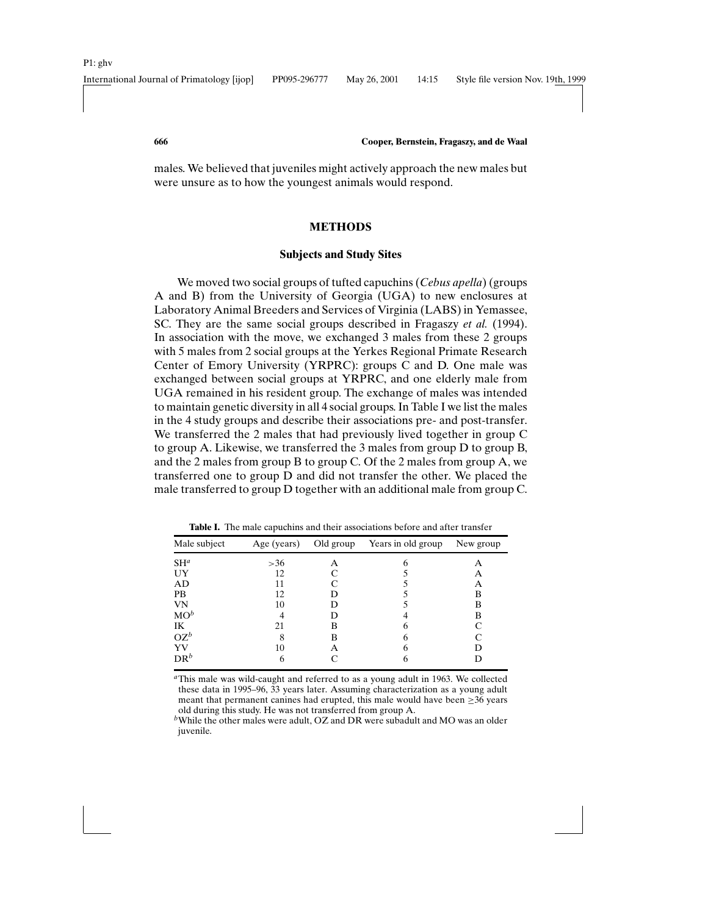males. We believed that juveniles might actively approach the new males but were unsure as to how the youngest animals would respond.

## METHODS

### Subjects and Study Sites

We moved two social groups of tufted capuchins (*Cebus apella*) (groups A and B) from the University of Georgia (UGA) to new enclosures at Laboratory Animal Breeders and Services of Virginia (LABS) in Yemassee, SC. They are the same social groups described in Fragaszy *et al.* (1994). In association with the move, we exchanged 3 males from these 2 groups with 5 males from 2 social groups at the Yerkes Regional Primate Research Center of Emory University (YRPRC): groups C and D. One male was exchanged between social groups at YRPRC, and one elderly male from UGA remained in his resident group. The exchange of males was intended to maintain genetic diversity in all 4 social groups. In Table I we list the males in the 4 study groups and describe their associations pre- and post-transfer. We transferred the 2 males that had previously lived together in group C to group A. Likewise, we transferred the 3 males from group D to group B, and the 2 males from group B to group C. Of the 2 males from group A, we transferred one to group D and did not transfer the other. We placed the male transferred to group D together with an additional male from group C.

**Table I.** The male capuchins and their associations before and after transfer

| Male subject | Age (years) | Old group | Years in old group | New group |
|---|---|---|---|---|
| SH[a] | >36 | A | 6 | A |
| UY | 12 | C | 5 | A |
| AD | 11 | C | 5 | A |
| PB | 12 | D | 5 | B |
| VN | 10 | D | 5 | B |
| MO[b] | 4 | D | 4 | B |
| IK | 21 | B | 6 | C |
| OZ[b] | 8 | B | 6 | C |
| YV | 10 | A | 6 | D |
| DR[b] | 6 | C | 6 | D |

[a]This male was wild-caught and referred to as a young adult in 1963. We collected these data in 1995–96, 33 years later. Assuming characterization as a young adult meant that permanent canines had erupted, this male would have been ≥36 years old during this study. He was not transferred from group A.

[b]While the other males were adult, OZ and DR were subadult and MO was an older juvenile.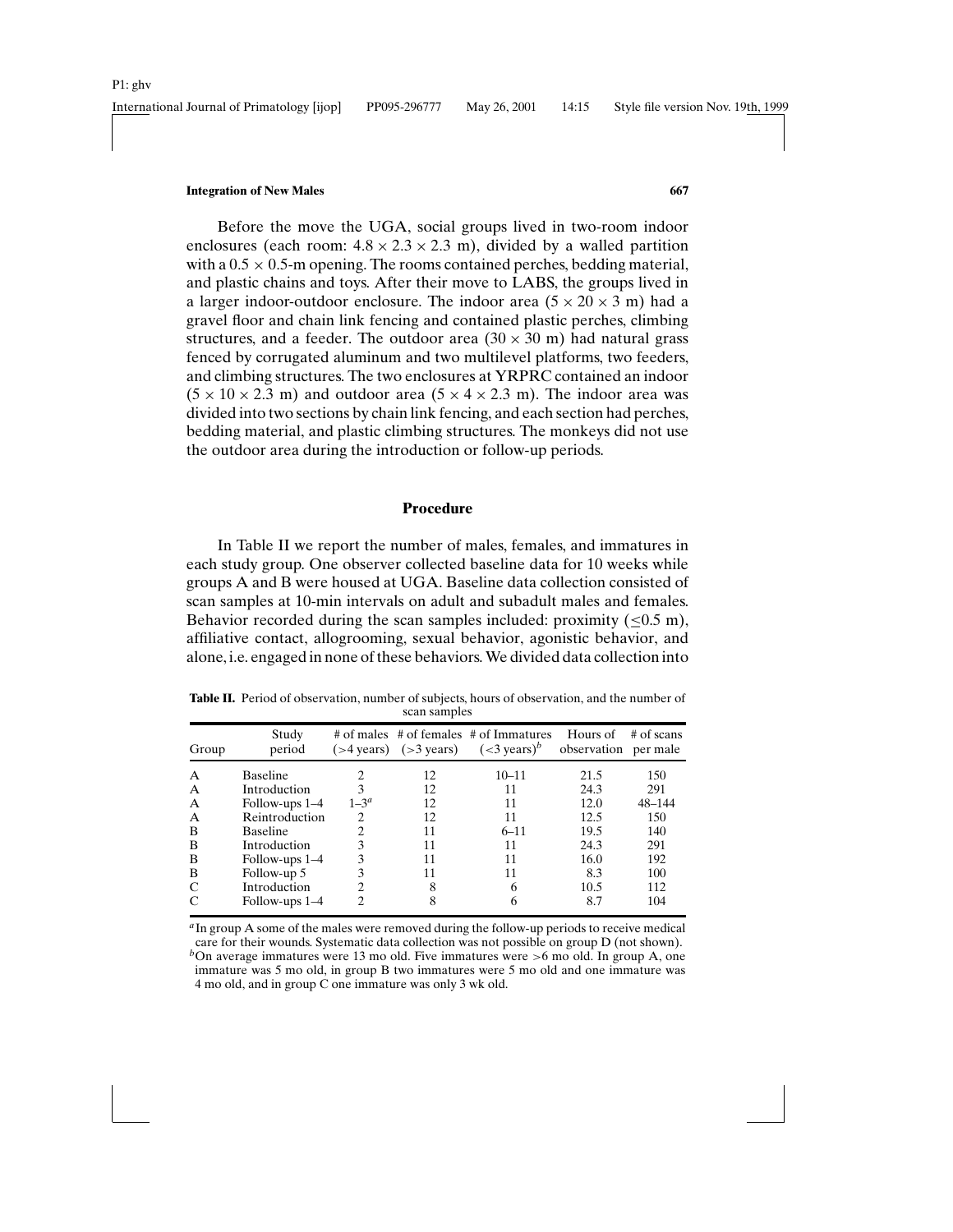Before the move the UGA, social groups lived in two-room indoor enclosures (each room: $4.8 \times 2.3 \times 2.3$ m), divided by a walled partition with a $0.5 \times 0.5$-m opening. The rooms contained perches, bedding material, and plastic chains and toys. After their move to LABS, the groups lived in a larger indoor-outdoor enclosure. The indoor area ($5 \times 20 \times 3$ m) had a gravel floor and chain link fencing and contained plastic perches, climbing structures, and a feeder. The outdoor area ($30 \times 30$ m) had natural grass fenced by corrugated aluminum and two multilevel platforms, two feeders, and climbing structures. The two enclosures at YRPRC contained an indoor ($5 \times 10 \times 2.3$ m) and outdoor area ($5 \times 4 \times 2.3$ m). The indoor area was divided into two sections by chain link fencing, and each section had perches, bedding material, and plastic climbing structures. The monkeys did not use the outdoor area during the introduction or follow-up periods.

## Procedure

In Table II we report the number of males, females, and immatures in each study group. One observer collected baseline data for 10 weeks while groups A and B were housed at UGA. Baseline data collection consisted of scan samples at 10-min intervals on adult and subadult males and females. Behavior recorded during the scan samples included: proximity ($\leq$0.5 m), affiliative contact, allogrooming, sexual behavior, agonistic behavior, and alone, i.e. engaged in none of these behaviors. We divided data collection into

**Table II.** Period of observation, number of subjects, hours of observation, and the number of scan samples

| Group | Study period | # of males (>4 years) | # of females (>3 years) | # of Immatures (<3 years)[b] | Hours of observation | # of scans per male |
|---|---|---|---|---|---|---|
| A | Baseline | 2 | 12 | 10–11 | 21.5 | 150 |
| A | Introduction | 3 | 12 | 11 | 24.3 | 291 |
| A | Follow-ups 1–4 | 1–3[a] | 12 | 11 | 12.0 | 48–144 |
| A | Reintroduction | 2 | 12 | 11 | 12.5 | 150 |
| B | Baseline | 2 | 11 | 6–11 | 19.5 | 140 |
| B | Introduction | 3 | 11 | 11 | 24.3 | 291 |
| B | Follow-ups 1–4 | 3 | 11 | 11 | 16.0 | 192 |
| B | Follow-up 5 | 3 | 11 | 11 | 8.3 | 100 |
| C | Introduction | 2 | 8 | 6 | 10.5 | 112 |
| C | Follow-ups 1–4 | 2 | 8 | 6 | 8.7 | 104 |

[a]In group A some of the males were removed during the follow-up periods to receive medical care for their wounds. Systematic data collection was not possible on group D (not shown).
[b]On average immatures were 13 mo old. Five immatures were >6 mo old. In group A, one immature was 5 mo old, in group B two immatures were 5 mo old and one immature was 4 mo old, and in group C one immature was only 3 wk old.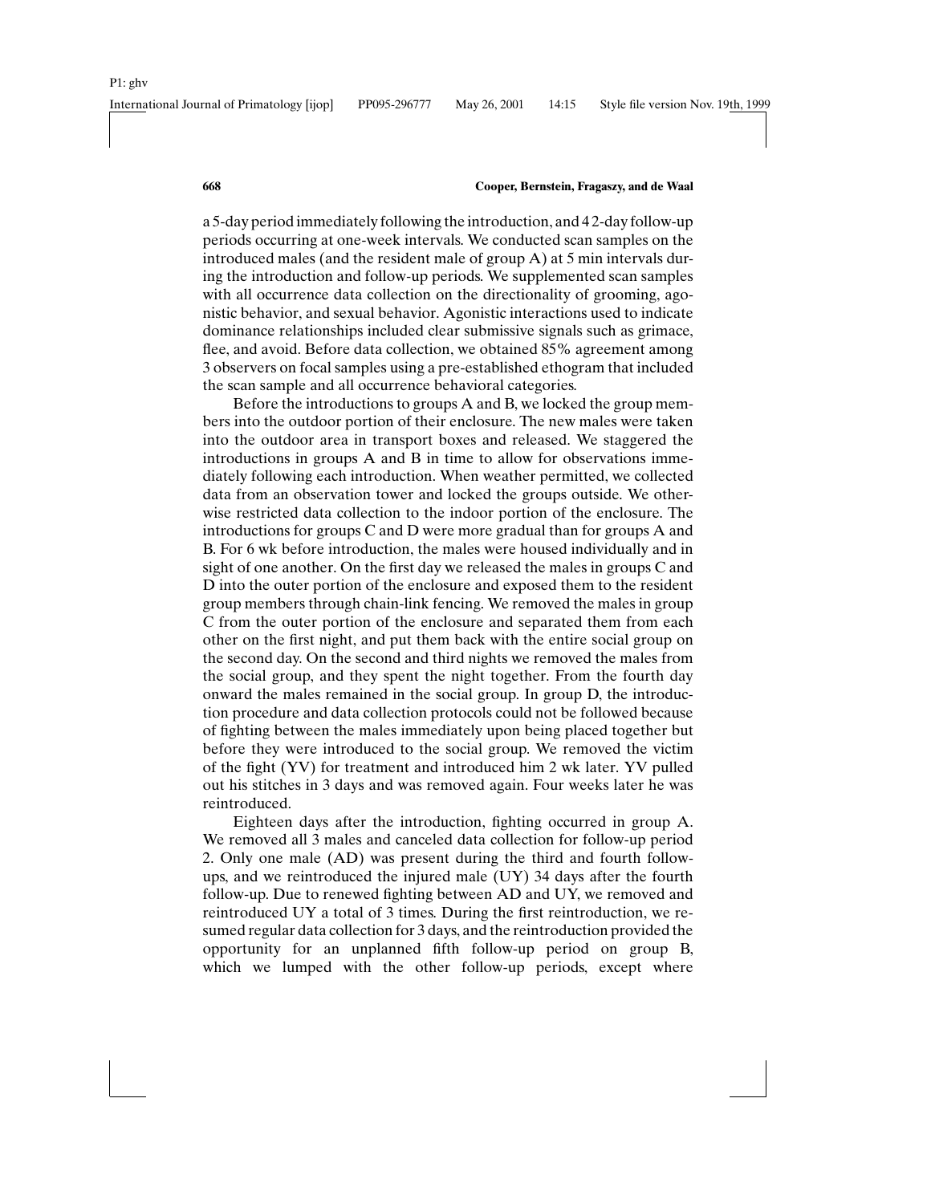a 5-day period immediately following the introduction, and 4 2-day follow-up periods occurring at one-week intervals. We conducted scan samples on the introduced males (and the resident male of group A) at 5 min intervals during the introduction and follow-up periods. We supplemented scan samples with all occurrence data collection on the directionality of grooming, agonistic behavior, and sexual behavior. Agonistic interactions used to indicate dominance relationships included clear submissive signals such as grimace, flee, and avoid. Before data collection, we obtained 85% agreement among 3 observers on focal samples using a pre-established ethogram that included the scan sample and all occurrence behavioral categories.

Before the introductions to groups A and B, we locked the group members into the outdoor portion of their enclosure. The new males were taken into the outdoor area in transport boxes and released. We staggered the introductions in groups A and B in time to allow for observations immediately following each introduction. When weather permitted, we collected data from an observation tower and locked the groups outside. We otherwise restricted data collection to the indoor portion of the enclosure. The introductions for groups C and D were more gradual than for groups A and B. For 6 wk before introduction, the males were housed individually and in sight of one another. On the first day we released the males in groups C and D into the outer portion of the enclosure and exposed them to the resident group members through chain-link fencing. We removed the males in group C from the outer portion of the enclosure and separated them from each other on the first night, and put them back with the entire social group on the second day. On the second and third nights we removed the males from the social group, and they spent the night together. From the fourth day onward the males remained in the social group. In group D, the introduction procedure and data collection protocols could not be followed because of fighting between the males immediately upon being placed together but before they were introduced to the social group. We removed the victim of the fight (YV) for treatment and introduced him 2 wk later. YV pulled out his stitches in 3 days and was removed again. Four weeks later he was reintroduced.

Eighteen days after the introduction, fighting occurred in group A. We removed all 3 males and canceled data collection for follow-up period 2. Only one male (AD) was present during the third and fourth follow-ups, and we reintroduced the injured male (UY) 34 days after the fourth follow-up. Due to renewed fighting between AD and UY, we removed and reintroduced UY a total of 3 times. During the first reintroduction, we resumed regular data collection for 3 days, and the reintroduction provided the opportunity for an unplanned fifth follow-up period on group B, which we lumped with the other follow-up periods, except where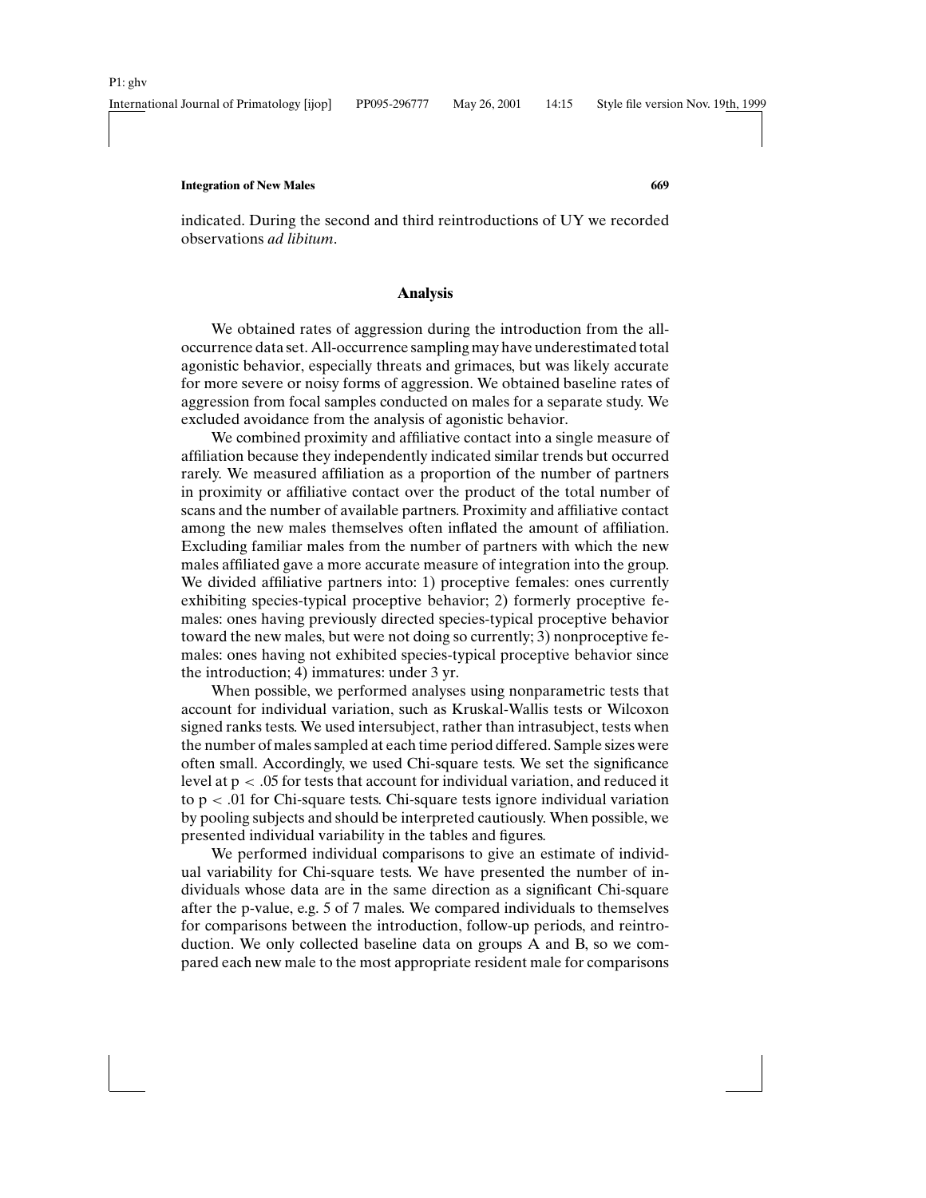indicated. During the second and third reintroductions of UY we recorded observations *ad libitum*.

## Analysis

We obtained rates of aggression during the introduction from the all-occurrence data set. All-occurrence sampling may have underestimated total agonistic behavior, especially threats and grimaces, but was likely accurate for more severe or noisy forms of aggression. We obtained baseline rates of aggression from focal samples conducted on males for a separate study. We excluded avoidance from the analysis of agonistic behavior.

We combined proximity and affiliative contact into a single measure of affiliation because they independently indicated similar trends but occurred rarely. We measured affiliation as a proportion of the number of partners in proximity or affiliative contact over the product of the total number of scans and the number of available partners. Proximity and affiliative contact among the new males themselves often inflated the amount of affiliation. Excluding familiar males from the number of partners with which the new males affiliated gave a more accurate measure of integration into the group. We divided affiliative partners into: 1) proceptive females: ones currently exhibiting species-typical proceptive behavior; 2) formerly proceptive females: ones having previously directed species-typical proceptive behavior toward the new males, but were not doing so currently; 3) nonproceptive females: ones having not exhibited species-typical proceptive behavior since the introduction; 4) immatures: under 3 yr.

When possible, we performed analyses using nonparametric tests that account for individual variation, such as Kruskal-Wallis tests or Wilcoxon signed ranks tests. We used intersubject, rather than intrasubject, tests when the number of males sampled at each time period differed. Sample sizes were often small. Accordingly, we used Chi-square tests. We set the significance level at $p < .05$ for tests that account for individual variation, and reduced it to $p < .01$ for Chi-square tests. Chi-square tests ignore individual variation by pooling subjects and should be interpreted cautiously. When possible, we presented individual variability in the tables and figures.

We performed individual comparisons to give an estimate of individual variability for Chi-square tests. We have presented the number of individuals whose data are in the same direction as a significant Chi-square after the p-value, e.g. 5 of 7 males. We compared individuals to themselves for comparisons between the introduction, follow-up periods, and reintroduction. We only collected baseline data on groups A and B, so we compared each new male to the most appropriate resident male for comparisons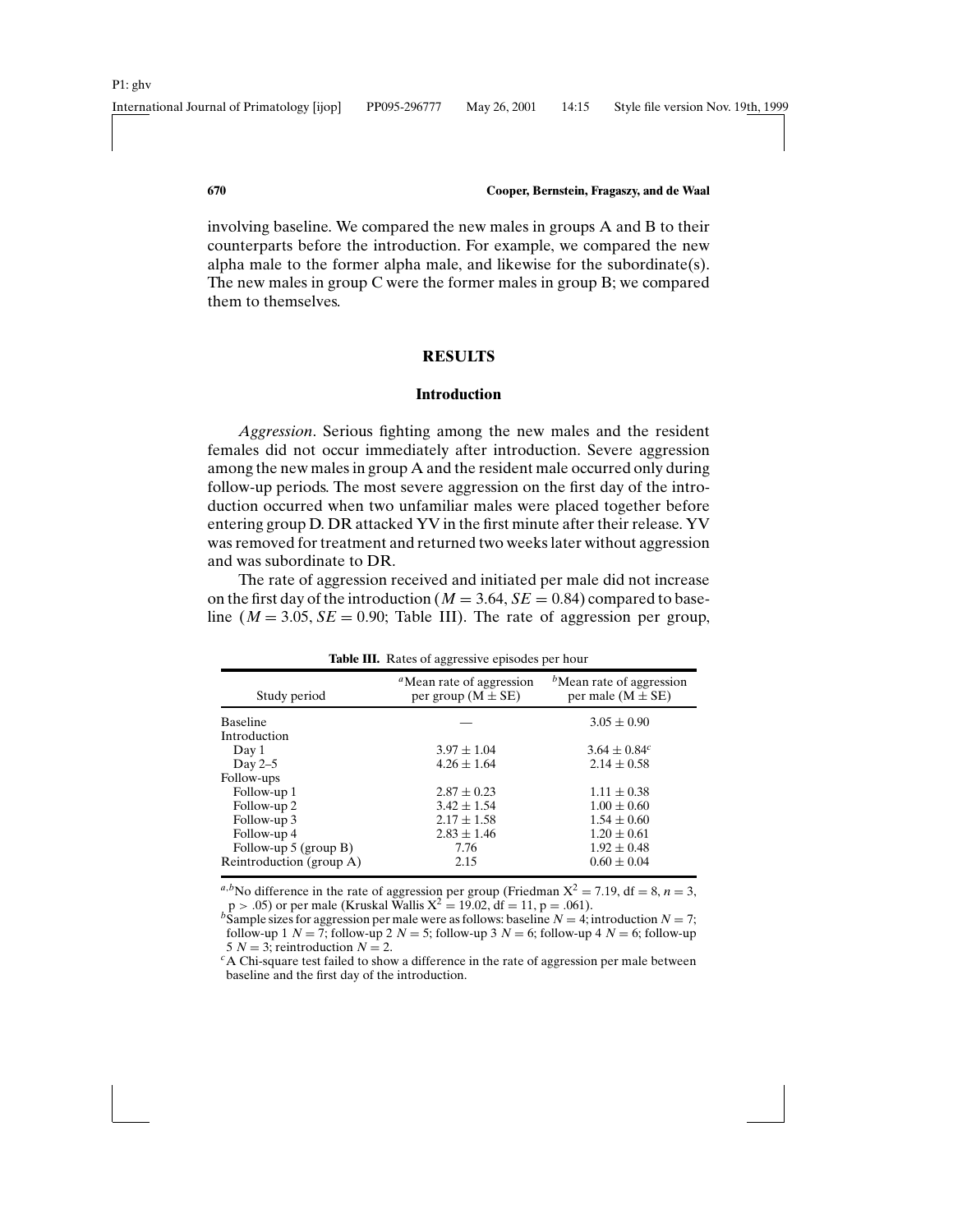involving baseline. We compared the new males in groups A and B to their counterparts before the introduction. For example, we compared the new alpha male to the former alpha male, and likewise for the subordinate(s). The new males in group C were the former males in group B; we compared them to themselves.

## RESULTS

### Introduction

*Aggression*. Serious fighting among the new males and the resident females did not occur immediately after introduction. Severe aggression among the new males in group A and the resident male occurred only during follow-up periods. The most severe aggression on the first day of the introduction occurred when two unfamiliar males were placed together before entering group D. DR attacked YV in the first minute after their release. YV was removed for treatment and returned two weeks later without aggression and was subordinate to DR.

The rate of aggression received and initiated per male did not increase on the first day of the introduction ($M = 3.64$, $SE = 0.84$) compared to baseline ($M = 3.05$, $SE = 0.90$; Table III). The rate of aggression per group,

**Table III.** Rates of aggressive episodes per hour

| Study period | [a]Mean rate of aggression per group (M ± SE) | [b]Mean rate of aggression per male (M ± SE) |
|---|---|---|
| Baseline | — | 3.05 ± 0.90 |
| Introduction | | |
| Day 1 | 3.97 ± 1.04 | 3.64 ± 0.84[c] |
| Day 2–5 | 4.26 ± 1.64 | 2.14 ± 0.58 |
| Follow-ups | | |
| Follow-up 1 | 2.87 ± 0.23 | 1.11 ± 0.38 |
| Follow-up 2 | 3.42 ± 1.54 | 1.00 ± 0.60 |
| Follow-up 3 | 2.17 ± 1.58 | 1.54 ± 0.60 |
| Follow-up 4 | 2.83 ± 1.46 | 1.20 ± 0.61 |
| Follow-up 5 (group B) | 7.76 | 1.92 ± 0.48 |
| Reintroduction (group A) | 2.15 | 0.60 ± 0.04 |

[a,b]No difference in the rate of aggression per group (Friedman $X^2 = 7.19$, df = 8, $n = 3$, $p > .05$) or per male (Kruskal Wallis $X^2 = 19.02$, df = 11, $p = .061$).
[b]Sample sizes for aggression per male were as follows: baseline $N = 4$; introduction $N = 7$; follow-up 1 $N = 7$; follow-up 2 $N = 5$; follow-up 3 $N = 6$; follow-up 4 $N = 6$; follow-up 5 $N = 3$; reintroduction $N = 2$.
[c]A Chi-square test failed to show a difference in the rate of aggression per male between baseline and the first day of the introduction.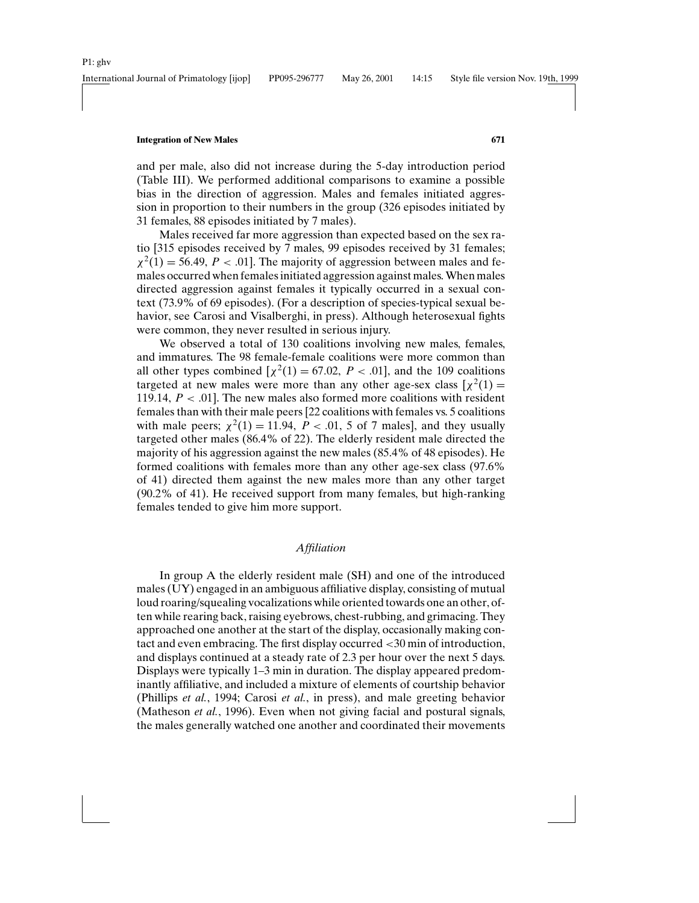and per male, also did not increase during the 5-day introduction period (Table III). We performed additional comparisons to examine a possible bias in the direction of aggression. Males and females initiated aggression in proportion to their numbers in the group (326 episodes initiated by 31 females, 88 episodes initiated by 7 males).

Males received far more aggression than expected based on the sex ratio [315 episodes received by 7 males, 99 episodes received by 31 females; $\chi^2(1) = 56.49$, $P < .01$]. The majority of aggression between males and females occurred when females initiated aggression against males. When males directed aggression against females it typically occurred in a sexual context (73.9% of 69 episodes). (For a description of species-typical sexual behavior, see Carosi and Visalberghi, in press). Although heterosexual fights were common, they never resulted in serious injury.

We observed a total of 130 coalitions involving new males, females, and immatures. The 98 female-female coalitions were more common than all other types combined [$\chi^2(1) = 67.02$, $P < .01$], and the 109 coalitions targeted at new males were more than any other age-sex class [$\chi^2(1) = 119.14$, $P < .01$]. The new males also formed more coalitions with resident females than with their male peers [22 coalitions with females vs. 5 coalitions with male peers; $\chi^2(1) = 11.94$, $P < .01$, 5 of 7 males], and they usually targeted other males (86.4% of 22). The elderly resident male directed the majority of his aggression against the new males (85.4% of 48 episodes). He formed coalitions with females more than any other age-sex class (97.6% of 41) directed them against the new males more than any other target (90.2% of 41). He received support from many females, but high-ranking females tended to give him more support.

### *Affiliation*

In group A the elderly resident male (SH) and one of the introduced males (UY) engaged in an ambiguous affiliative display, consisting of mutual loud roaring/squealing vocalizations while oriented towards one an other, often while rearing back, raising eyebrows, chest-rubbing, and grimacing. They approached one another at the start of the display, occasionally making contact and even embracing. The first display occurred <30 min of introduction, and displays continued at a steady rate of 2.3 per hour over the next 5 days. Displays were typically 1–3 min in duration. The display appeared predominantly affiliative, and included a mixture of elements of courtship behavior (Phillips *et al.*, 1994; Carosi *et al.*, in press), and male greeting behavior (Matheson *et al.*, 1996). Even when not giving facial and postural signals, the males generally watched one another and coordinated their movements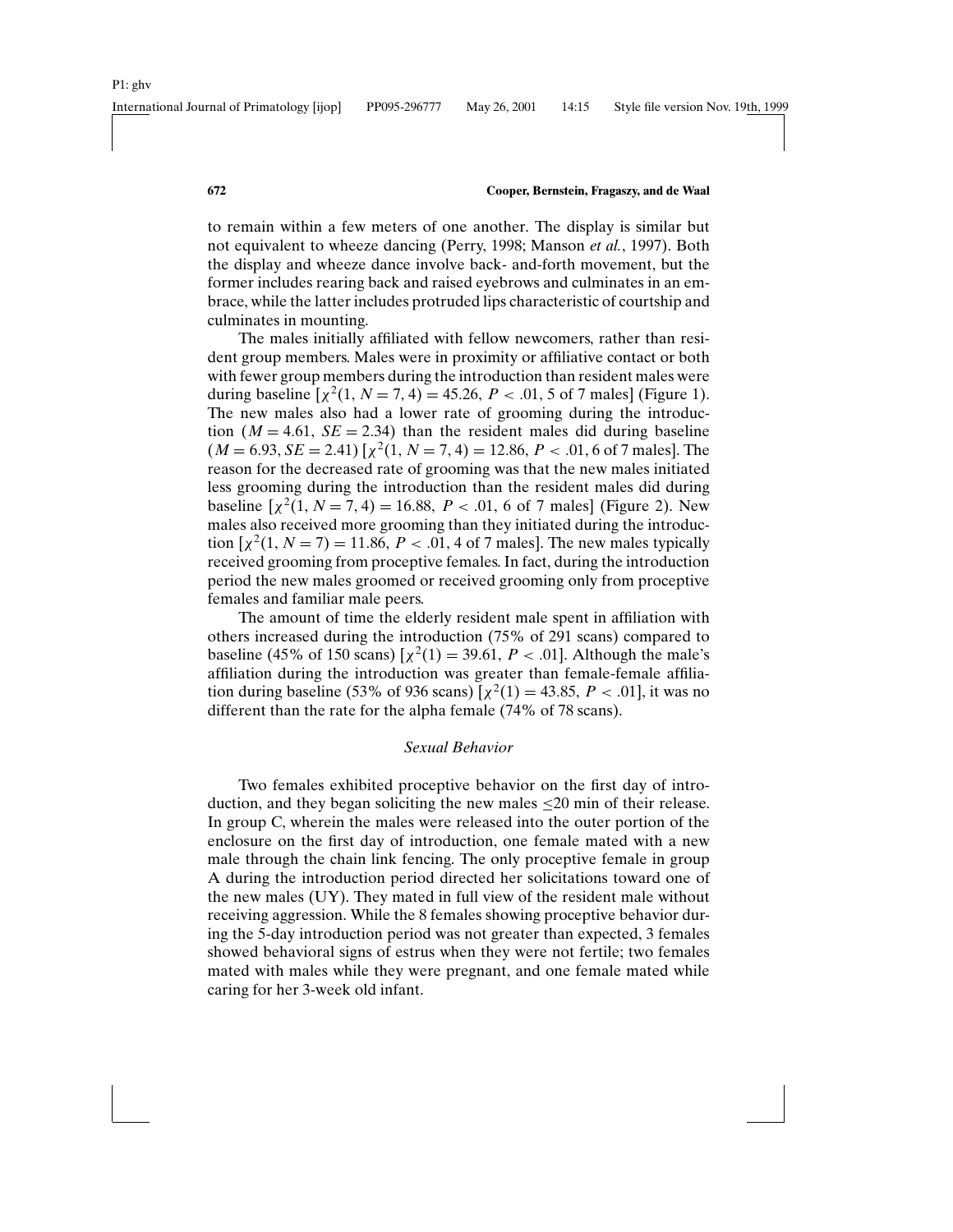to remain within a few meters of one another. The display is similar but not equivalent to wheeze dancing (Perry, 1998; Manson *et al.*, 1997). Both the display and wheeze dance involve back- and-forth movement, but the former includes rearing back and raised eyebrows and culminates in an embrace, while the latter includes protruded lips characteristic of courtship and culminates in mounting.

The males initially affiliated with fellow newcomers, rather than resident group members. Males were in proximity or affiliative contact or both with fewer group members during the introduction than resident males were during baseline [$\chi^2(1, N = 7, 4) = 45.26$, $P < .01$, 5 of 7 males] (Figure 1). The new males also had a lower rate of grooming during the introduction ($M = 4.61$, $SE = 2.34$) than the resident males did during baseline ($M = 6.93$, $SE = 2.41$) [$\chi^2(1, N = 7, 4) = 12.86$, $P < .01$, 6 of 7 males]. The reason for the decreased rate of grooming was that the new males initiated less grooming during the introduction than the resident males did during baseline [$\chi^2(1, N = 7, 4) = 16.88$, $P < .01$, 6 of 7 males] (Figure 2). New males also received more grooming than they initiated during the introduction [$\chi^2(1, N = 7) = 11.86$, $P < .01$, 4 of 7 males]. The new males typically received grooming from proceptive females. In fact, during the introduction period the new males groomed or received grooming only from proceptive females and familiar male peers.

The amount of time the elderly resident male spent in affiliation with others increased during the introduction (75% of 291 scans) compared to baseline (45% of 150 scans) [$\chi^2(1) = 39.61$, $P < .01$]. Although the male's affiliation during the introduction was greater than female-female affiliation during baseline (53% of 936 scans) [$\chi^2(1) = 43.85$, $P < .01$], it was no different than the rate for the alpha female (74% of 78 scans).

### *Sexual Behavior*

Two females exhibited proceptive behavior on the first day of introduction, and they began soliciting the new males $\leq$20 min of their release. In group C, wherein the males were released into the outer portion of the enclosure on the first day of introduction, one female mated with a new male through the chain link fencing. The only proceptive female in group A during the introduction period directed her solicitations toward one of the new males (UY). They mated in full view of the resident male without receiving aggression. While the 8 females showing proceptive behavior during the 5-day introduction period was not greater than expected, 3 females showed behavioral signs of estrus when they were not fertile; two females mated with males while they were pregnant, and one female mated while caring for her 3-week old infant.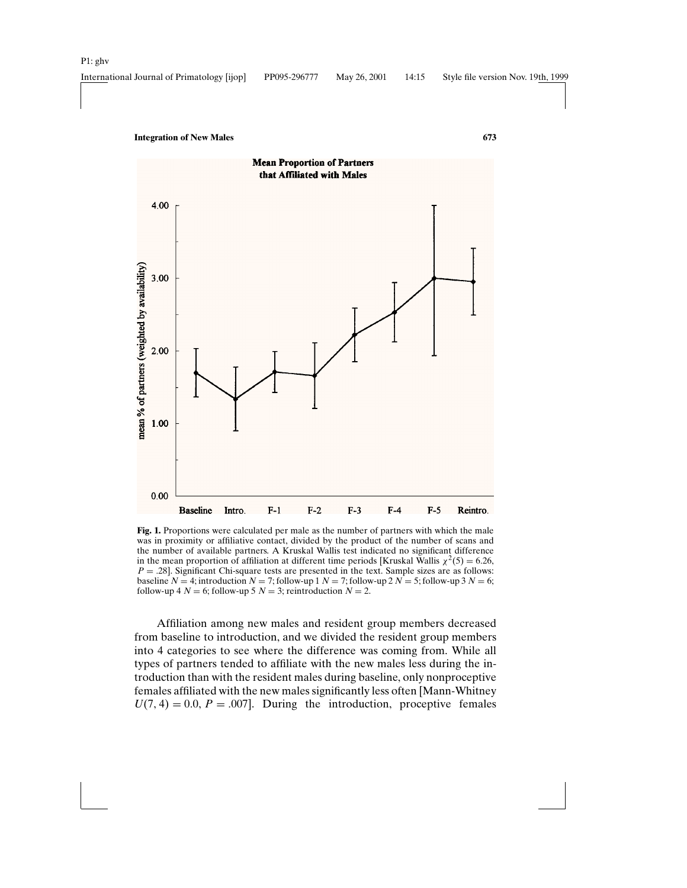Mean Proportion of Partners that Affiliated with Males

mean % of partners (weighted by availability)

4.00

3.00

2.00

1.00

0.00

Baseline Intro. F-1 F-2 F-3 F-4 F-5 Reintro.

**Fig. 1.** Proportions were calculated per male as the number of partners with which the male was in proximity or affiliative contact, divided by the product of the number of scans and the number of available partners. A Kruskal Wallis test indicated no significant difference in the mean proportion of affiliation at different time periods [Kruskal Wallis $\chi^2(5) = 6.26$, $P = .28$]. Significant Chi-square tests are presented in the text. Sample sizes are as follows: baseline $N = 4$; introduction $N = 7$; follow-up 1 $N = 7$; follow-up 2 $N = 5$; follow-up 3 $N = 6$; follow-up 4 $N = 6$; follow-up 5 $N = 3$; reintroduction $N = 2$.

Affiliation among new males and resident group members decreased from baseline to introduction, and we divided the resident group members into 4 categories to see where the difference was coming from. While all types of partners tended to affiliate with the new males less during the introduction than with the resident males during baseline, only nonproceptive females affiliated with the new males significantly less often [Mann-Whitney $U(7, 4) = 0.0$, $P = .007$]. During the introduction, proceptive females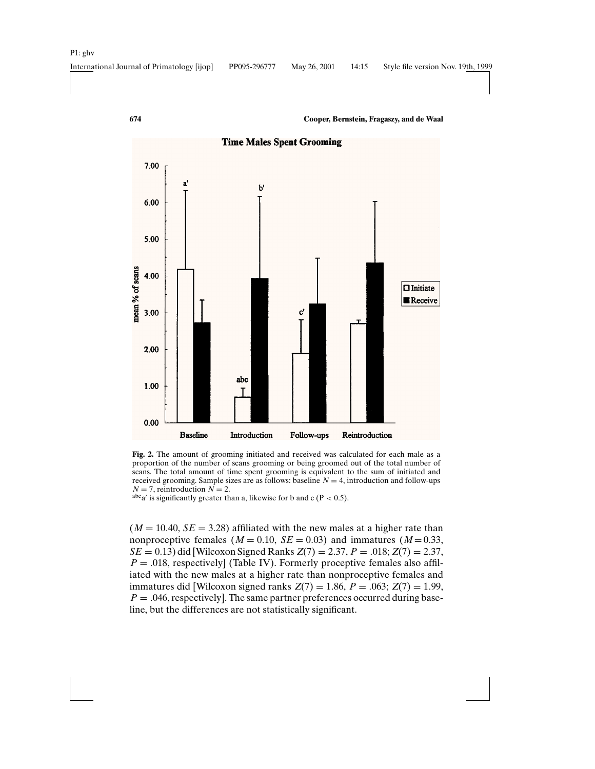Time Males Spent Grooming

7.00
6.00
5.00
4.00
3.00
2.00
1.00
0.00

mean % of scans

a'
b'
c'
abc

Baseline
Introduction
Follow-ups
Reintroduction

□ Initiate
■ Receive

**Fig. 2.** The amount of grooming initiated and received was calculated for each male as a proportion of the number of scans grooming or being groomed out of the total number of scans. The total amount of time spent grooming is equivalent to the sum of initiated and received grooming. Sample sizes are as follows: baseline $N = 4$, introduction and follow-ups $N = 7$, reintroduction $N = 2$.

[abc]a′ is significantly greater than a, likewise for b and c ($P < 0.5$).

($M = 10.40$, $SE = 3.28$) affiliated with the new males at a higher rate than nonproceptive females ($M = 0.10$, $SE = 0.03$) and immatures ($M = 0.33$, $SE = 0.13$) did [Wilcoxon Signed Ranks $Z(7) = 2.37$, $P = .018$; $Z(7) = 2.37$, $P = .018$, respectively] (Table IV). Formerly proceptive females also affiliated with the new males at a higher rate than nonproceptive females and immatures did [Wilcoxon signed ranks $Z(7) = 1.86$, $P = .063$; $Z(7) = 1.99$, $P = .046$, respectively]. The same partner preferences occurred during baseline, but the differences are not statistically significant.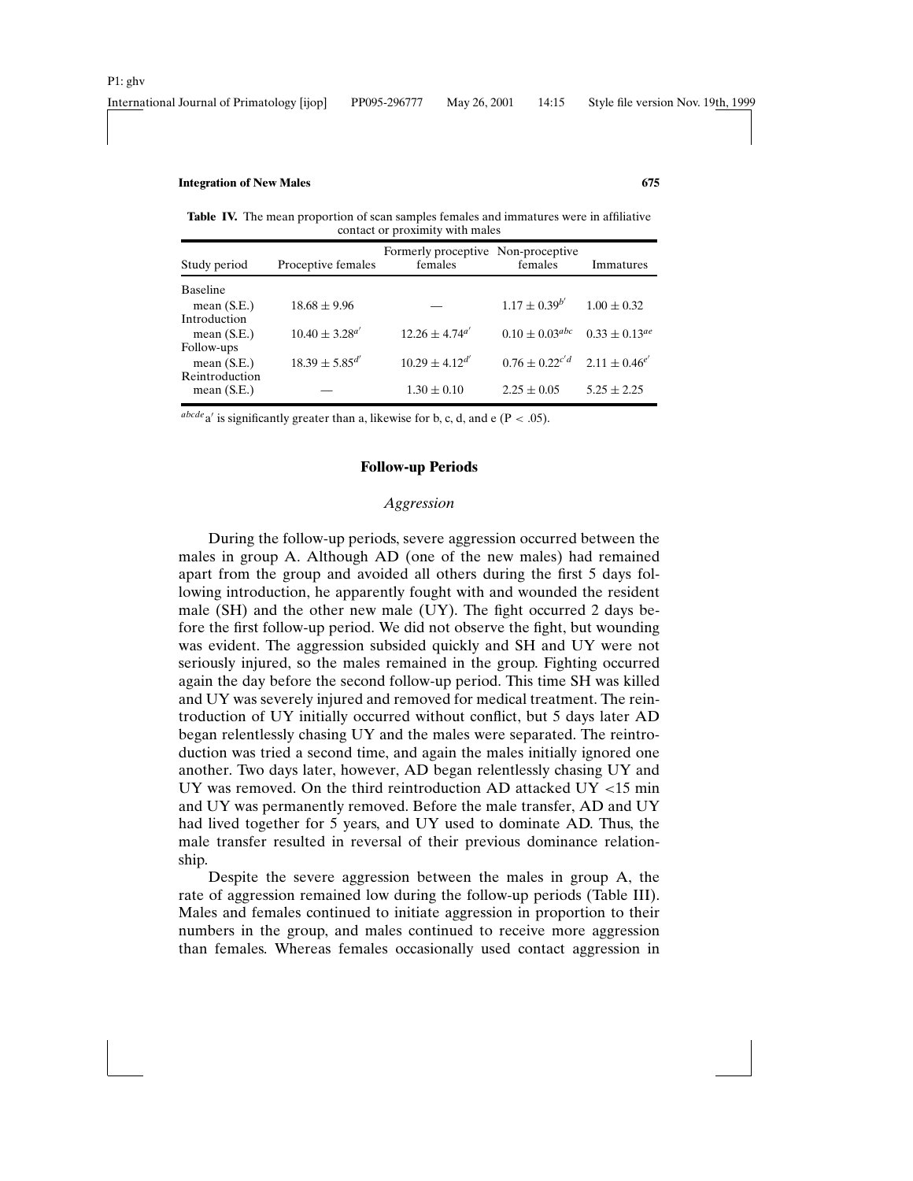**Table IV.** The mean proportion of scan samples females and immatures were in affiliative contact or proximity with males

| Study period | Proceptive females | Formerly proceptive females | Non-proceptive females | Immatures |
|---|---|---|---|---|
| Baseline | | | | |
| mean (S.E.) | $18.68 \pm 9.96$ | — | $1.17 \pm 0.39^{b'}$ | $1.00 \pm 0.32$ |
| Introduction | | | | |
| mean (S.E.) | $10.40 \pm 3.28^{a'}$ | $12.26 \pm 4.74^{a'}$ | $0.10 \pm 0.03^{abc}$ | $0.33 \pm 0.13^{ae}$ |
| Follow-ups | | | | |
| mean (S.E.) | $18.39 \pm 5.85^{d'}$ | $10.29 \pm 4.12^{d'}$ | $0.76 \pm 0.22^{c'd}$ | $2.11 \pm 0.46^{e'}$ |
| Reintroduction | | | | |
| mean (S.E.) | — | $1.30 \pm 0.10$ | $2.25 \pm 0.05$ | $5.25 \pm 2.25$ |

$^{abcde}$a′ is significantly greater than a, likewise for b, c, d, and e ($P < .05$).

## Follow-up Periods

### *Aggression*

During the follow-up periods, severe aggression occurred between the males in group A. Although AD (one of the new males) had remained apart from the group and avoided all others during the first 5 days following introduction, he apparently fought with and wounded the resident male (SH) and the other new male (UY). The fight occurred 2 days before the first follow-up period. We did not observe the fight, but wounding was evident. The aggression subsided quickly and SH and UY were not seriously injured, so the males remained in the group. Fighting occurred again the day before the second follow-up period. This time SH was killed and UY was severely injured and removed for medical treatment. The reintroduction of UY initially occurred without conflict, but 5 days later AD began relentlessly chasing UY and the males were separated. The reintroduction was tried a second time, and again the males initially ignored one another. Two days later, however, AD began relentlessly chasing UY and UY was removed. On the third reintroduction AD attacked UY <15 min and UY was permanently removed. Before the male transfer, AD and UY had lived together for 5 years, and UY used to dominate AD. Thus, the male transfer resulted in reversal of their previous dominance relationship.

Despite the severe aggression between the males in group A, the rate of aggression remained low during the follow-up periods (Table III). Males and females continued to initiate aggression in proportion to their numbers in the group, and males continued to receive more aggression than females. Whereas females occasionally used contact aggression in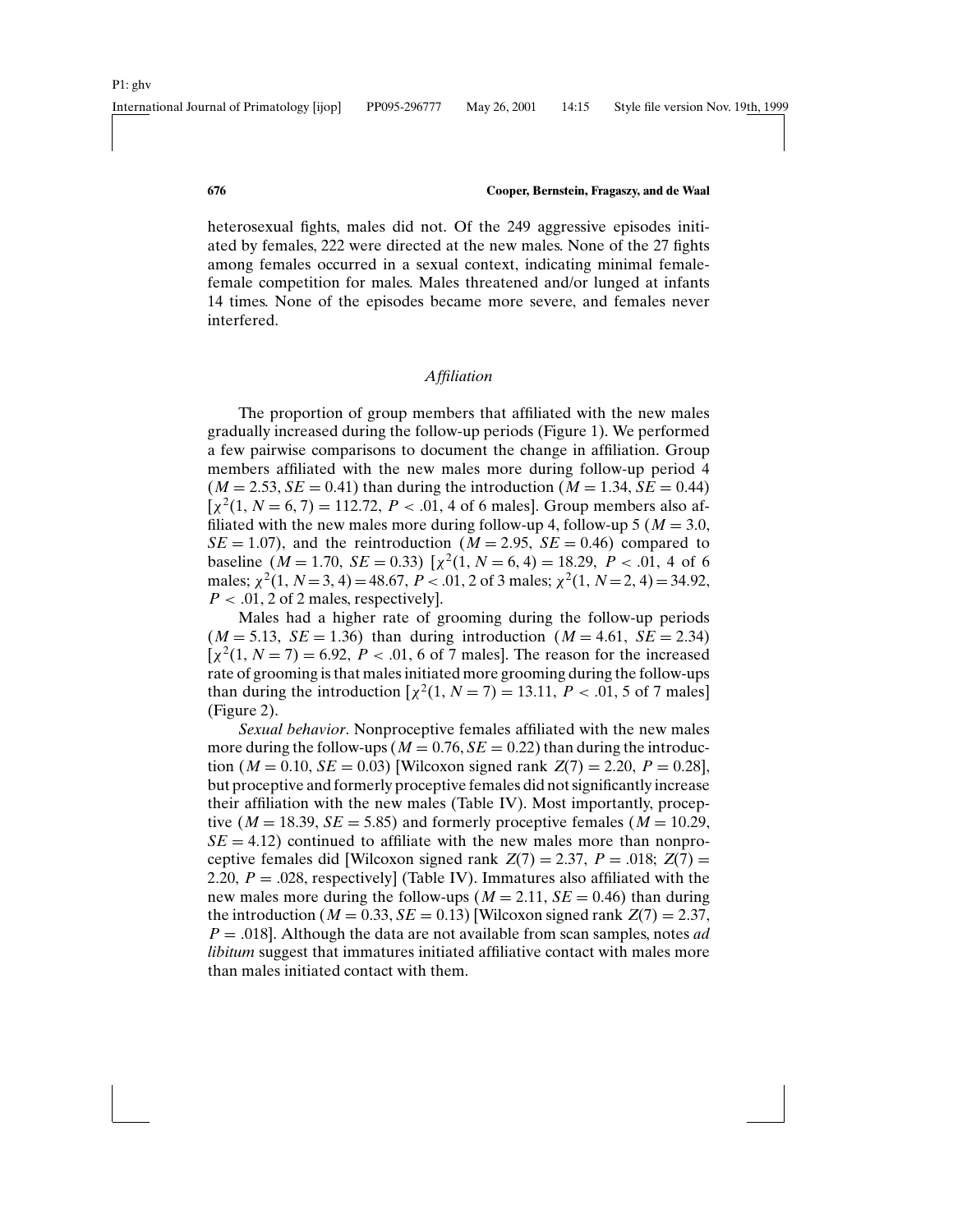heterosexual fights, males did not. Of the 249 aggressive episodes initiated by females, 222 were directed at the new males. None of the 27 fights among females occurred in a sexual context, indicating minimal female-female competition for males. Males threatened and/or lunged at infants 14 times. None of the episodes became more severe, and females never interfered.

### *Affiliation*

The proportion of group members that affiliated with the new males gradually increased during the follow-up periods (Figure 1). We performed a few pairwise comparisons to document the change in affiliation. Group members affiliated with the new males more during follow-up period 4 ($M = 2.53$, $SE = 0.41$) than during the introduction ($M = 1.34$, $SE = 0.44$) [$\chi^2(1, N = 6, 7) = 112.72$, $P < .01$, 4 of 6 males]. Group members also affiliated with the new males more during follow-up 4, follow-up 5 ($M = 3.0$, $SE = 1.07$), and the reintroduction ($M = 2.95$, $SE = 0.46$) compared to baseline ($M = 1.70$, $SE = 0.33$) [$\chi^2(1, N = 6, 4) = 18.29$, $P < .01$, 4 of 6 males; $\chi^2(1, N = 3, 4) = 48.67$, $P < .01$, 2 of 3 males; $\chi^2(1, N = 2, 4) = 34.92$, $P < .01$, 2 of 2 males, respectively].

Males had a higher rate of grooming during the follow-up periods ($M = 5.13$, $SE = 1.36$) than during introduction ($M = 4.61$, $SE = 2.34$) [$\chi^2(1, N = 7) = 6.92$, $P < .01$, 6 of 7 males]. The reason for the increased rate of grooming is that males initiated more grooming during the follow-ups than during the introduction [$\chi^2(1, N = 7) = 13.11$, $P < .01$, 5 of 7 males] (Figure 2).

*Sexual behavior*. Nonproceptive females affiliated with the new males more during the follow-ups ($M = 0.76$, $SE = 0.22$) than during the introduction ($M = 0.10$, $SE = 0.03$) [Wilcoxon signed rank $Z(7) = 2.20$, $P = 0.28$], but proceptive and formerly proceptive females did not significantly increase their affiliation with the new males (Table IV). Most importantly, proceptive ($M = 18.39$, $SE = 5.85$) and formerly proceptive females ($M = 10.29$, $SE = 4.12$) continued to affiliate with the new males more than nonproceptive females did [Wilcoxon signed rank $Z(7) = 2.37$, $P = .018$; $Z(7) = 2.20$, $P = .028$, respectively] (Table IV). Immatures also affiliated with the new males more during the follow-ups ($M = 2.11$, $SE = 0.46$) than during the introduction ($M = 0.33$, $SE = 0.13$) [Wilcoxon signed rank $Z(7) = 2.37$, $P = .018$]. Although the data are not available from scan samples, notes *ad libitum* suggest that immatures initiated affiliative contact with males more than males initiated contact with them.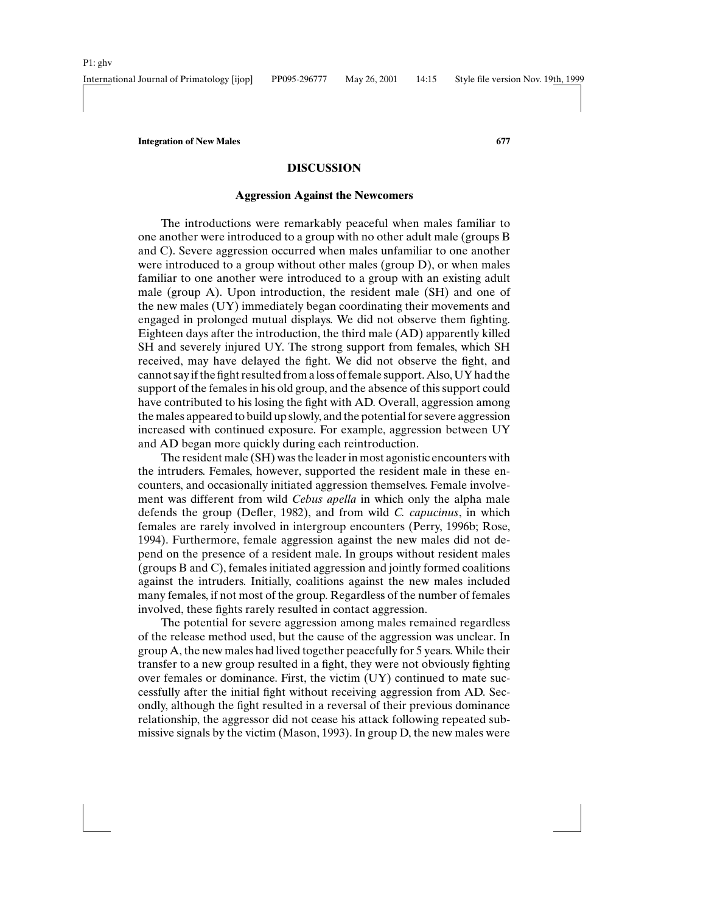## DISCUSSION

### Aggression Against the Newcomers

The introductions were remarkably peaceful when males familiar to one another were introduced to a group with no other adult male (groups B and C). Severe aggression occurred when males unfamiliar to one another were introduced to a group without other males (group D), or when males familiar to one another were introduced to a group with an existing adult male (group A). Upon introduction, the resident male (SH) and one of the new males (UY) immediately began coordinating their movements and engaged in prolonged mutual displays. We did not observe them fighting. Eighteen days after the introduction, the third male (AD) apparently killed SH and severely injured UY. The strong support from females, which SH received, may have delayed the fight. We did not observe the fight, and cannot say if the fight resulted from a loss of female support. Also, UY had the support of the females in his old group, and the absence of this support could have contributed to his losing the fight with AD. Overall, aggression among the males appeared to build up slowly, and the potential for severe aggression increased with continued exposure. For example, aggression between UY and AD began more quickly during each reintroduction.

The resident male (SH) was the leader in most agonistic encounters with the intruders. Females, however, supported the resident male in these encounters, and occasionally initiated aggression themselves. Female involvement was different from wild *Cebus apella* in which only the alpha male defends the group (Defler, 1982), and from wild *C. capucinus*, in which females are rarely involved in intergroup encounters (Perry, 1996b; Rose, 1994). Furthermore, female aggression against the new males did not depend on the presence of a resident male. In groups without resident males (groups B and C), females initiated aggression and jointly formed coalitions against the intruders. Initially, coalitions against the new males included many females, if not most of the group. Regardless of the number of females involved, these fights rarely resulted in contact aggression.

The potential for severe aggression among males remained regardless of the release method used, but the cause of the aggression was unclear. In group A, the new males had lived together peacefully for 5 years. While their transfer to a new group resulted in a fight, they were not obviously fighting over females or dominance. First, the victim (UY) continued to mate successfully after the initial fight without receiving aggression from AD. Secondly, although the fight resulted in a reversal of their previous dominance relationship, the aggressor did not cease his attack following repeated submissive signals by the victim (Mason, 1993). In group D, the new males were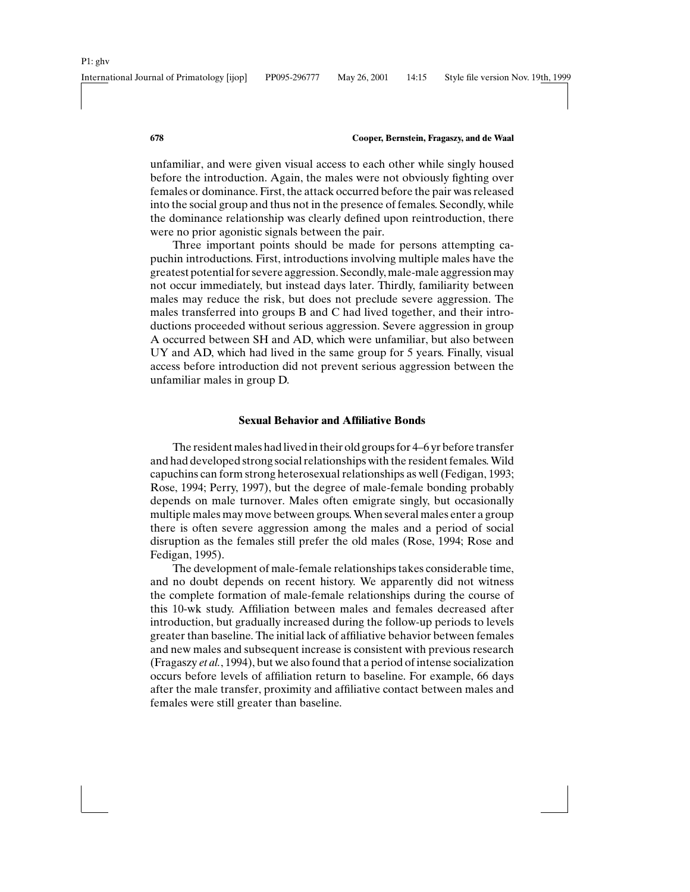unfamiliar, and were given visual access to each other while singly housed before the introduction. Again, the males were not obviously fighting over females or dominance. First, the attack occurred before the pair was released into the social group and thus not in the presence of females. Secondly, while the dominance relationship was clearly defined upon reintroduction, there were no prior agonistic signals between the pair.

Three important points should be made for persons attempting capuchin introductions. First, introductions involving multiple males have the greatest potential for severe aggression. Secondly, male-male aggression may not occur immediately, but instead days later. Thirdly, familiarity between males may reduce the risk, but does not preclude severe aggression. The males transferred into groups B and C had lived together, and their introductions proceeded without serious aggression. Severe aggression in group A occurred between SH and AD, which were unfamiliar, but also between UY and AD, which had lived in the same group for 5 years. Finally, visual access before introduction did not prevent serious aggression between the unfamiliar males in group D.

### Sexual Behavior and Affiliative Bonds

The resident males had lived in their old groups for 4–6 yr before transfer and had developed strong social relationships with the resident females. Wild capuchins can form strong heterosexual relationships as well (Fedigan, 1993; Rose, 1994; Perry, 1997), but the degree of male-female bonding probably depends on male turnover. Males often emigrate singly, but occasionally multiple males may move between groups. When several males enter a group there is often severe aggression among the males and a period of social disruption as the females still prefer the old males (Rose, 1994; Rose and Fedigan, 1995).

The development of male-female relationships takes considerable time, and no doubt depends on recent history. We apparently did not witness the complete formation of male-female relationships during the course of this 10-wk study. Affiliation between males and females decreased after introduction, but gradually increased during the follow-up periods to levels greater than baseline. The initial lack of affiliative behavior between females and new males and subsequent increase is consistent with previous research (Fragaszy *et al.*, 1994), but we also found that a period of intense socialization occurs before levels of affiliation return to baseline. For example, 66 days after the male transfer, proximity and affiliative contact between males and females were still greater than baseline.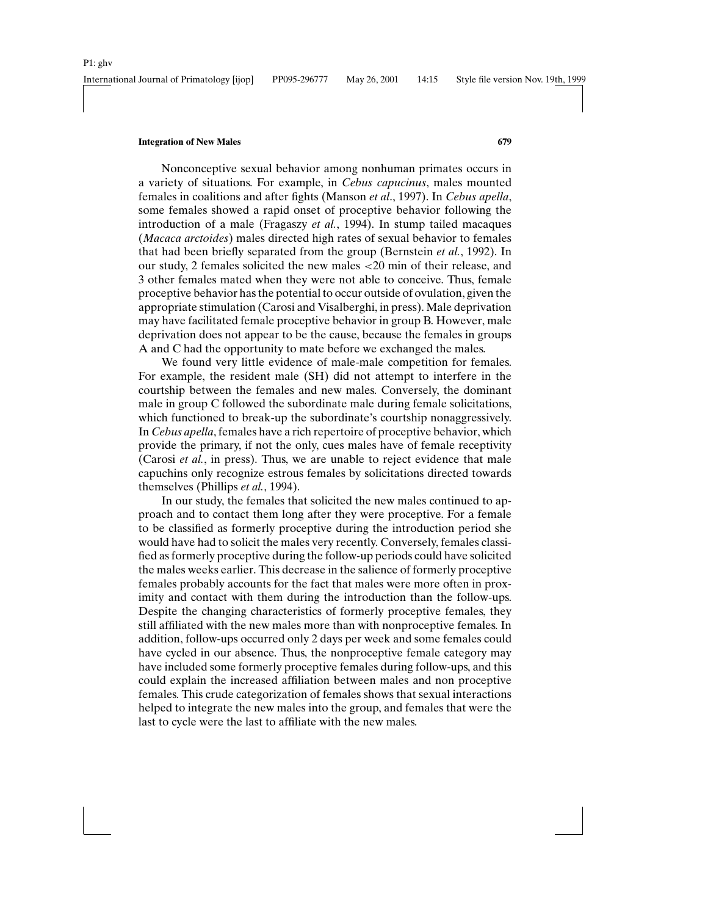Nonconceptive sexual behavior among nonhuman primates occurs in a variety of situations. For example, in *Cebus capucinus*, males mounted females in coalitions and after fights (Manson *et al*., 1997). In *Cebus apella*, some females showed a rapid onset of proceptive behavior following the introduction of a male (Fragaszy *et al.*, 1994). In stump tailed macaques (*Macaca arctoides*) males directed high rates of sexual behavior to females that had been briefly separated from the group (Bernstein *et al.*, 1992). In our study, 2 females solicited the new males <20 min of their release, and 3 other females mated when they were not able to conceive. Thus, female proceptive behavior has the potential to occur outside of ovulation, given the appropriate stimulation (Carosi and Visalberghi, in press). Male deprivation may have facilitated female proceptive behavior in group B. However, male deprivation does not appear to be the cause, because the females in groups A and C had the opportunity to mate before we exchanged the males.

We found very little evidence of male-male competition for females. For example, the resident male (SH) did not attempt to interfere in the courtship between the females and new males. Conversely, the dominant male in group C followed the subordinate male during female solicitations, which functioned to break-up the subordinate's courtship nonaggressively. In *Cebus apella*, females have a rich repertoire of proceptive behavior, which provide the primary, if not the only, cues males have of female receptivity (Carosi *et al.*, in press). Thus, we are unable to reject evidence that male capuchins only recognize estrous females by solicitations directed towards themselves (Phillips *et al.*, 1994).

In our study, the females that solicited the new males continued to approach and to contact them long after they were proceptive. For a female to be classified as formerly proceptive during the introduction period she would have had to solicit the males very recently. Conversely, females classified as formerly proceptive during the follow-up periods could have solicited the males weeks earlier. This decrease in the salience of formerly proceptive females probably accounts for the fact that males were more often in proximity and contact with them during the introduction than the follow-ups. Despite the changing characteristics of formerly proceptive females, they still affiliated with the new males more than with nonproceptive females. In addition, follow-ups occurred only 2 days per week and some females could have cycled in our absence. Thus, the nonproceptive female category may have included some formerly proceptive females during follow-ups, and this could explain the increased affiliation between males and non proceptive females. This crude categorization of females shows that sexual interactions helped to integrate the new males into the group, and females that were the last to cycle were the last to affiliate with the new males.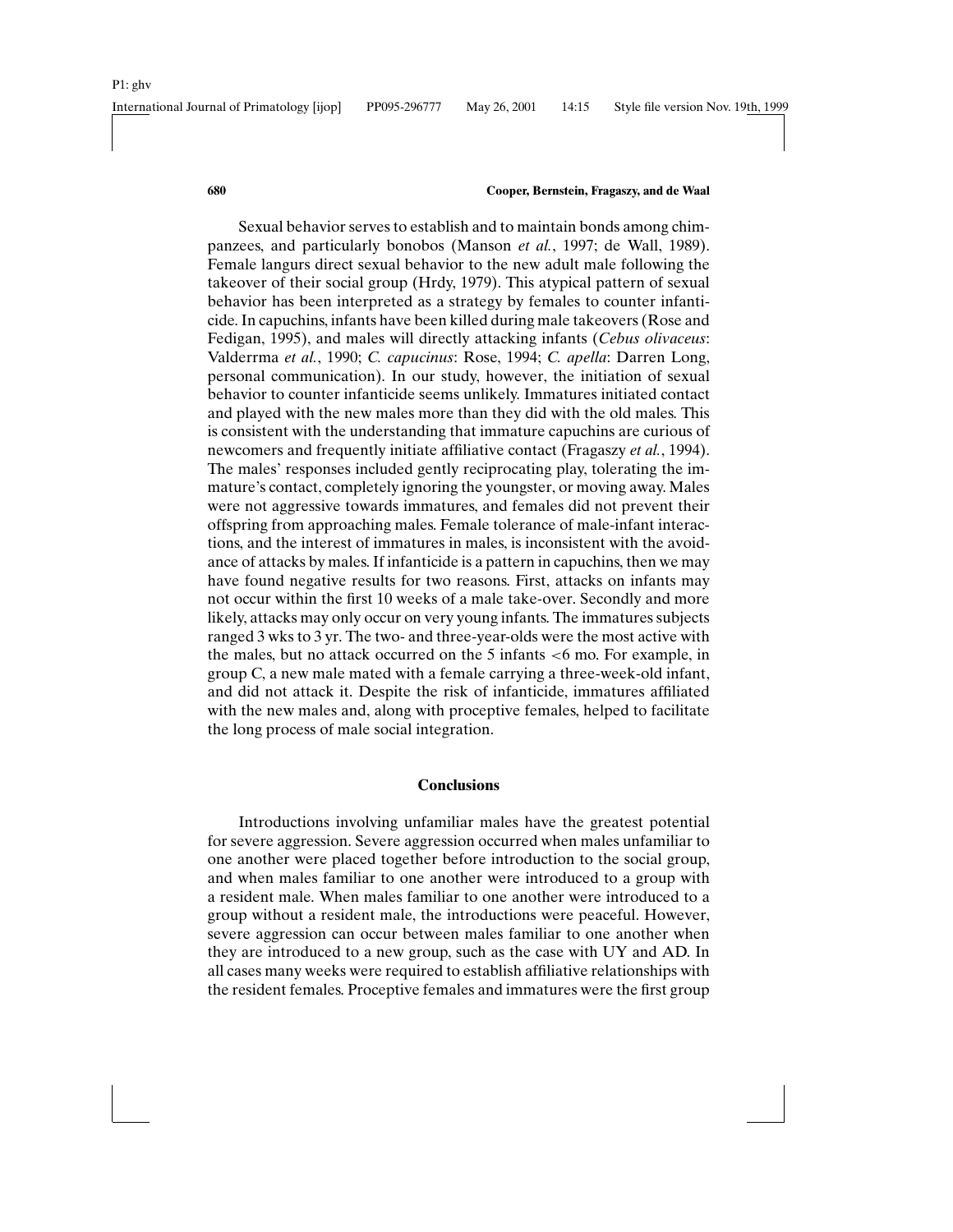Sexual behavior serves to establish and to maintain bonds among chimpanzees, and particularly bonobos (Manson *et al.*, 1997; de Wall, 1989). Female langurs direct sexual behavior to the new adult male following the takeover of their social group (Hrdy, 1979). This atypical pattern of sexual behavior has been interpreted as a strategy by females to counter infanticide. In capuchins, infants have been killed during male takeovers (Rose and Fedigan, 1995), and males will directly attacking infants (*Cebus olivaceus*: Valderrma *et al.*, 1990; *C. capucinus*: Rose, 1994; *C. apella*: Darren Long, personal communication). In our study, however, the initiation of sexual behavior to counter infanticide seems unlikely. Immatures initiated contact and played with the new males more than they did with the old males. This is consistent with the understanding that immature capuchins are curious of newcomers and frequently initiate affiliative contact (Fragaszy *et al.*, 1994). The males' responses included gently reciprocating play, tolerating the immature's contact, completely ignoring the youngster, or moving away. Males were not aggressive towards immatures, and females did not prevent their offspring from approaching males. Female tolerance of male-infant interactions, and the interest of immatures in males, is inconsistent with the avoidance of attacks by males. If infanticide is a pattern in capuchins, then we may have found negative results for two reasons. First, attacks on infants may not occur within the first 10 weeks of a male take-over. Secondly and more likely, attacks may only occur on very young infants. The immatures subjects ranged 3 wks to 3 yr. The two- and three-year-olds were the most active with the males, but no attack occurred on the 5 infants <6 mo. For example, in group C, a new male mated with a female carrying a three-week-old infant, and did not attack it. Despite the risk of infanticide, immatures affiliated with the new males and, along with proceptive females, helped to facilitate the long process of male social integration.

## Conclusions

Introductions involving unfamiliar males have the greatest potential for severe aggression. Severe aggression occurred when males unfamiliar to one another were placed together before introduction to the social group, and when males familiar to one another were introduced to a group with a resident male. When males familiar to one another were introduced to a group without a resident male, the introductions were peaceful. However, severe aggression can occur between males familiar to one another when they are introduced to a new group, such as the case with UY and AD. In all cases many weeks were required to establish affiliative relationships with the resident females. Proceptive females and immatures were the first group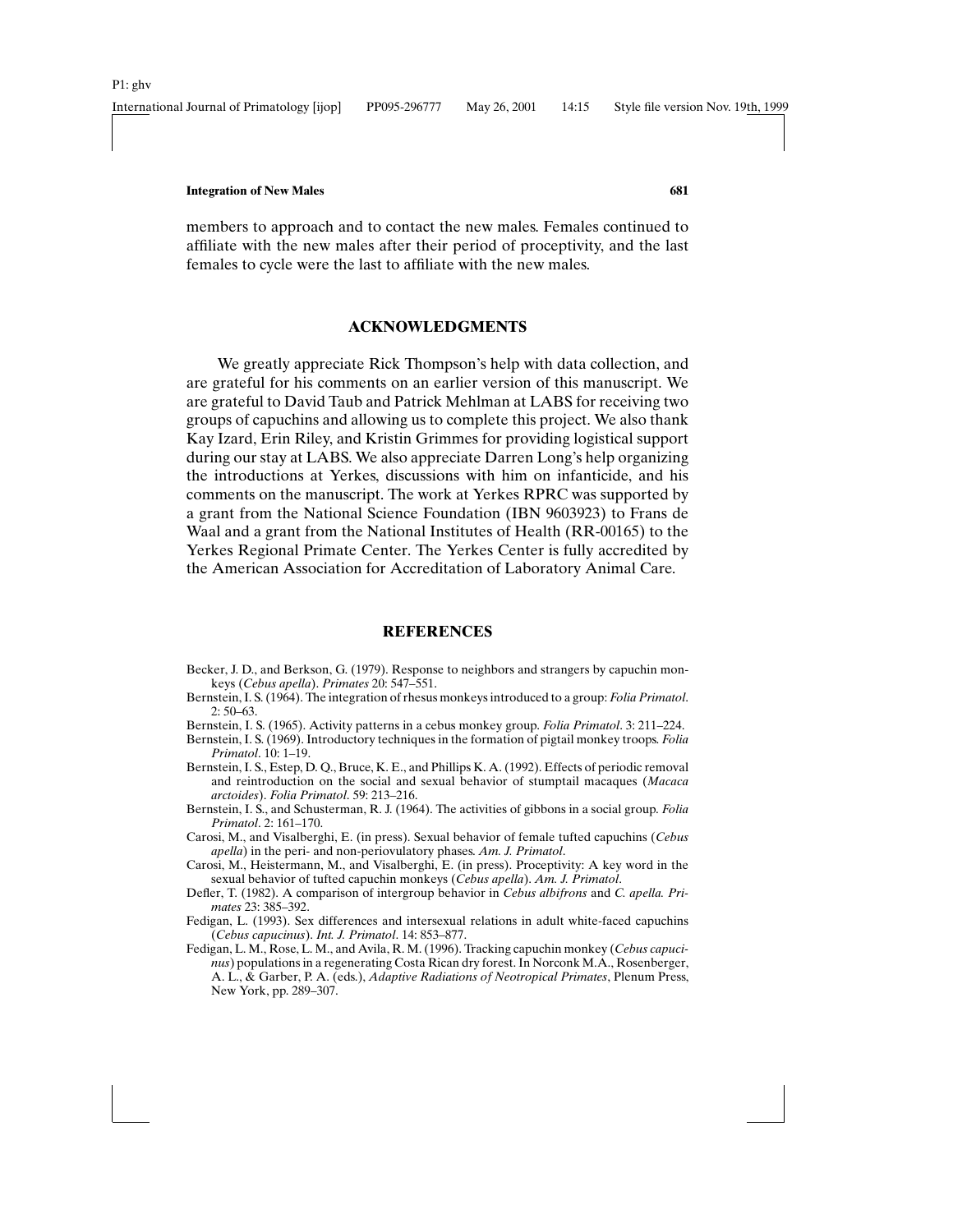members to approach and to contact the new males. Females continued to affiliate with the new males after their period of proceptivity, and the last females to cycle were the last to affiliate with the new males.

## ACKNOWLEDGMENTS

We greatly appreciate Rick Thompson's help with data collection, and are grateful for his comments on an earlier version of this manuscript. We are grateful to David Taub and Patrick Mehlman at LABS for receiving two groups of capuchins and allowing us to complete this project. We also thank Kay Izard, Erin Riley, and Kristin Grimmes for providing logistical support during our stay at LABS. We also appreciate Darren Long's help organizing the introductions at Yerkes, discussions with him on infanticide, and his comments on the manuscript. The work at Yerkes RPRC was supported by a grant from the National Science Foundation (IBN 9603923) to Frans de Waal and a grant from the National Institutes of Health (RR-00165) to the Yerkes Regional Primate Center. The Yerkes Center is fully accredited by the American Association for Accreditation of Laboratory Animal Care.

## REFERENCES

Becker, J. D., and Berkson, G. (1979). Response to neighbors and strangers by capuchin monkeys (*Cebus apella*). *Primates* 20: 547–551.

Bernstein, I. S. (1964). The integration of rhesus monkeys introduced to a group: *Folia Primatol*. 2: 50–63.

Bernstein, I. S. (1965). Activity patterns in a cebus monkey group. *Folia Primatol*. 3: 211–224.

Bernstein, I. S. (1969). Introductory techniques in the formation of pigtail monkey troops. *Folia Primatol*. 10: 1–19.

Bernstein, I. S., Estep, D. Q., Bruce, K. E., and Phillips K. A. (1992). Effects of periodic removal and reintroduction on the social and sexual behavior of stumptail macaques (*Macaca arctoides*). *Folia Primatol*. 59: 213–216.

Bernstein, I. S., and Schusterman, R. J. (1964). The activities of gibbons in a social group. *Folia Primatol*. 2: 161–170.

Carosi, M., and Visalberghi, E. (in press). Sexual behavior of female tufted capuchins (*Cebus apella*) in the peri- and non-periovulatory phases. *Am. J. Primatol*.

Carosi, M., Heistermann, M., and Visalberghi, E. (in press). Proceptivity: A key word in the sexual behavior of tufted capuchin monkeys (*Cebus apella*). *Am. J. Primatol*.

Defler, T. (1982). A comparison of intergroup behavior in *Cebus albifrons* and *C. apella. Primates* 23: 385–392.

Fedigan, L. (1993). Sex differences and intersexual relations in adult white-faced capuchins (*Cebus capucinus*). *Int. J. Primatol*. 14: 853–877.

Fedigan, L. M., Rose, L. M., and Avila, R. M. (1996). Tracking capuchin monkey (*Cebus capucinus*) populations in a regenerating Costa Rican dry forest. In Norconk M.A., Rosenberger, A. L., & Garber, P. A. (eds.), *Adaptive Radiations of Neotropical Primates*, Plenum Press, New York, pp. 289–307.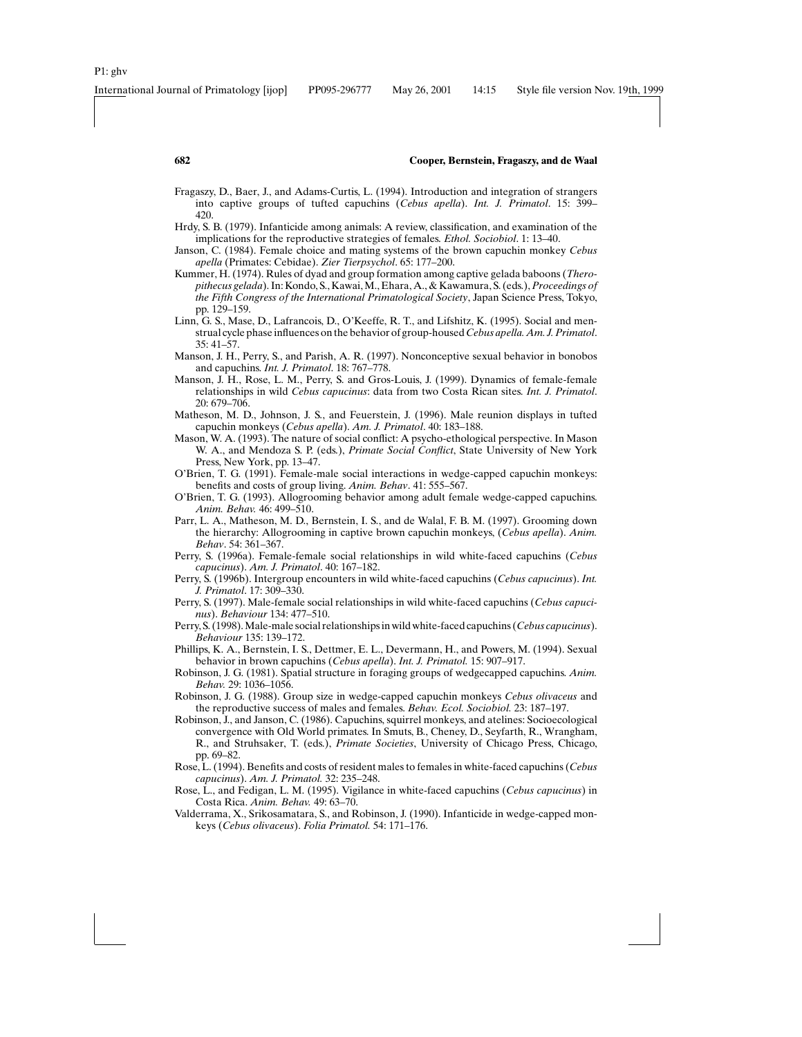Fragaszy, D., Baer, J., and Adams-Curtis, L. (1994). Introduction and integration of strangers into captive groups of tufted capuchins (*Cebus apella*). *Int. J. Primatol*. 15: 399–420.

Hrdy, S. B. (1979). Infanticide among animals: A review, classification, and examination of the implications for the reproductive strategies of females. *Ethol. Sociobiol*. 1: 13–40.

Janson, C. (1984). Female choice and mating systems of the brown capuchin monkey *Cebus apella* (Primates: Cebidae). *Zier Tierpsychol*. 65: 177–200.

Kummer, H. (1974). Rules of dyad and group formation among captive gelada baboons (*Theropithecus gelada*). In: Kondo, S., Kawai, M., Ehara, A., & Kawamura, S. (eds.), *Proceedings of the Fifth Congress of the International Primatological Society*, Japan Science Press, Tokyo, pp. 129–159.

Linn, G. S., Mase, D., Lafrancois, D., O'Keeffe, R. T., and Lifshitz, K. (1995). Social and menstrual cycle phase influences on the behavior of group-housed *Cebus apella*. *Am. J. Primatol*. 35: 41–57.

Manson, J. H., Perry, S., and Parish, A. R. (1997). Nonconceptive sexual behavior in bonobos and capuchins. *Int. J. Primatol*. 18: 767–778.

Manson, J. H., Rose, L. M., Perry, S. and Gros-Louis, J. (1999). Dynamics of female-female relationships in wild *Cebus capucinus*: data from two Costa Rican sites. *Int. J. Primatol*. 20: 679–706.

Matheson, M. D., Johnson, J. S., and Feuerstein, J. (1996). Male reunion displays in tufted capuchin monkeys (*Cebus apella*). *Am. J. Primatol*. 40: 183–188.

Mason, W. A. (1993). The nature of social conflict: A psycho-ethological perspective. In Mason W. A., and Mendoza S. P. (eds.), *Primate Social Conflict*, State University of New York Press, New York, pp. 13–47.

O'Brien, T. G. (1991). Female-male social interactions in wedge-capped capuchin monkeys: benefits and costs of group living. *Anim. Behav*. 41: 555–567.

O'Brien, T. G. (1993). Allogrooming behavior among adult female wedge-capped capuchins. *Anim. Behav.* 46: 499–510.

Parr, L. A., Matheson, M. D., Bernstein, I. S., and de Walal, F. B. M. (1997). Grooming down the hierarchy: Allogrooming in captive brown capuchin monkeys, (*Cebus apella*). *Anim. Behav*. 54: 361–367.

Perry, S. (1996a). Female-female social relationships in wild white-faced capuchins (*Cebus capucinus*). *Am. J. Primatol*. 40: 167–182.

Perry, S. (1996b). Intergroup encounters in wild white-faced capuchins (*Cebus capucinus*). *Int. J. Primatol*. 17: 309–330.

Perry, S. (1997). Male-female social relationships in wild white-faced capuchins (*Cebus capucinus*). *Behaviour* 134: 477–510.

Perry, S. (1998). Male-male social relationships in wild white-faced capuchins (*Cebus capucinus*). *Behaviour* 135: 139–172.

Phillips, K. A., Bernstein, I. S., Dettmer, E. L., Devermann, H., and Powers, M. (1994). Sexual behavior in brown capuchins (*Cebus apella*). *Int. J. Primatol.* 15: 907–917.

Robinson, J. G. (1981). Spatial structure in foraging groups of wedgecapped capuchins. *Anim. Behav.* 29: 1036–1056.

Robinson, J. G. (1988). Group size in wedge-capped capuchin monkeys *Cebus olivaceus* and the reproductive success of males and females. *Behav. Ecol. Sociobiol.* 23: 187–197.

Robinson, J., and Janson, C. (1986). Capuchins, squirrel monkeys, and atelines: Socioecological convergence with Old World primates. In Smuts, B., Cheney, D., Seyfarth, R., Wrangham, R., and Struhsaker, T. (eds.), *Primate Societies*, University of Chicago Press, Chicago, pp. 69–82.

Rose, L. (1994). Benefits and costs of resident males to females in white-faced capuchins (*Cebus capucinus*). *Am. J. Primatol.* 32: 235–248.

Rose, L., and Fedigan, L. M. (1995). Vigilance in white-faced capuchins (*Cebus capucinus*) in Costa Rica. *Anim. Behav.* 49: 63–70.

Valderrama, X., Srikosamatara, S., and Robinson, J. (1990). Infanticide in wedge-capped monkeys (*Cebus olivaceus*). *Folia Primatol.* 54: 171–176.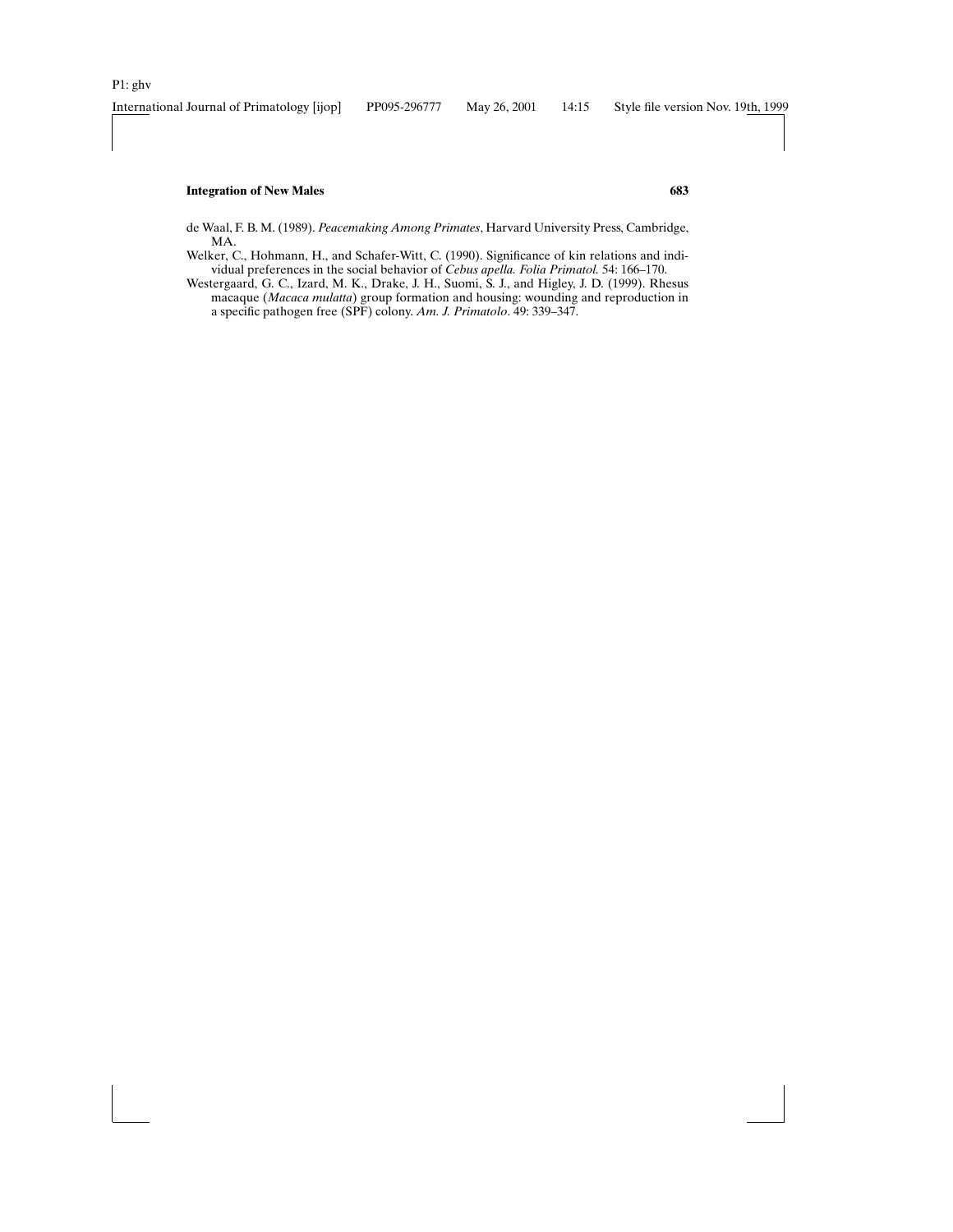de Waal, F. B. M. (1989). *Peacemaking Among Primates*, Harvard University Press, Cambridge, MA.

Welker, C., Hohmann, H., and Schafer-Witt, C. (1990). Significance of kin relations and individual preferences in the social behavior of *Cebus apella. Folia Primatol.* 54: 166–170.

Westergaard, G. C., Izard, M. K., Drake, J. H., Suomi, S. J., and Higley, J. D. (1999). Rhesus macaque (*Macaca mulatta*) group formation and housing: wounding and reproduction in a specific pathogen free (SPF) colony. *Am. J. Primatolo*. 49: 339–347.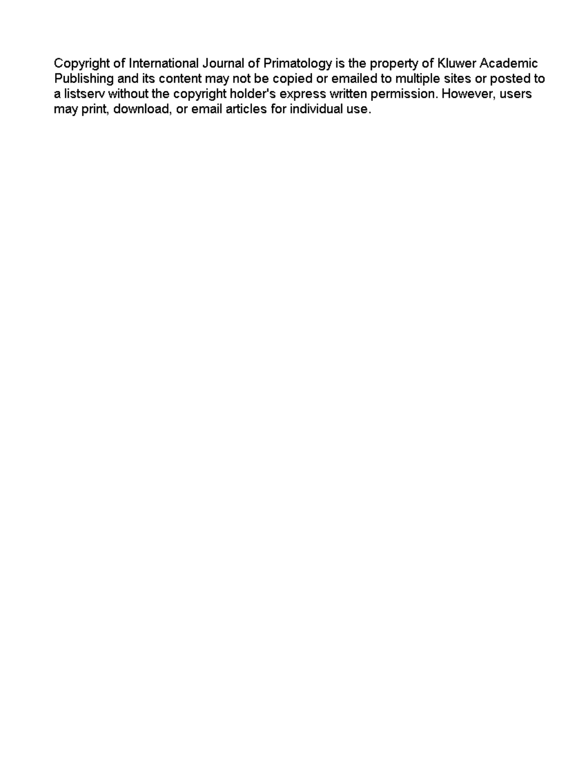Copyright of International Journal of Primatology is the property of Kluwer Academic Publishing and its content may not be copied or emailed to multiple sites or posted to a listserv without the copyright holder's express written permission. However, users may print, download, or email articles for individual use.